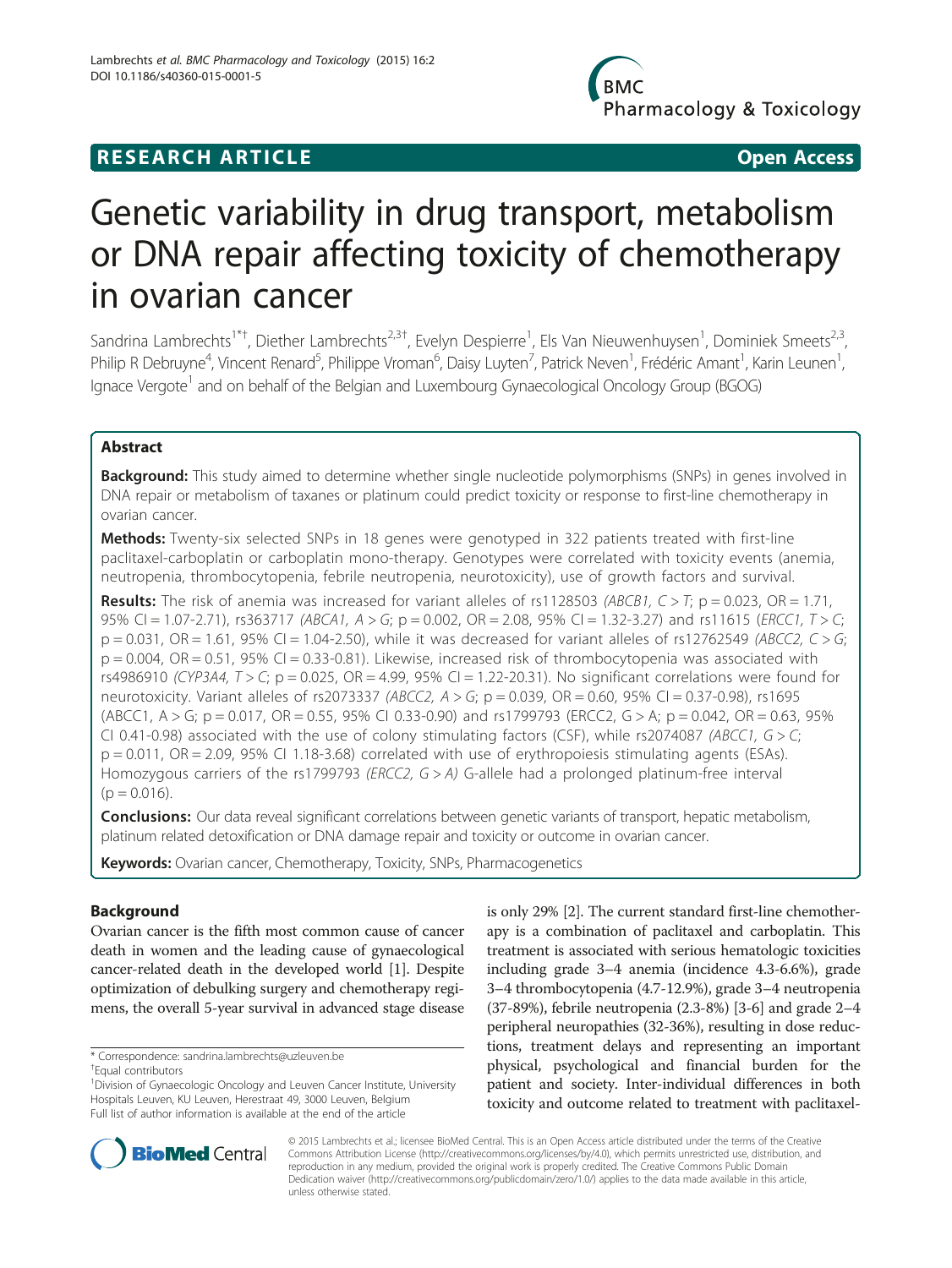**RESEARCH ARTICLE** **Open Access**

# Genetic variability in drug transport, metabolism or DNA repair affecting toxicity of chemotherapy in ovarian cancer

Sandrina Lambrechts[1*†], Diether Lambrechts[2,3†], Evelyn Despierre[1], Els Van Nieuwenhuysen[1], Dominiek Smeets[2,3], Philip R Debruyne[4], Vincent Renard[5], Philippe Vroman[6], Daisy Luyten[7], Patrick Neven[1], Frédéric Amant[1], Karin Leunen[1], Ignace Vergote[1] and on behalf of the Belgian and Luxembourg Gynaecological Oncology Group (BGOG)

## Abstract

**Background:** This study aimed to determine whether single nucleotide polymorphisms (SNPs) in genes involved in DNA repair or metabolism of taxanes or platinum could predict toxicity or response to first-line chemotherapy in ovarian cancer.

**Methods:** Twenty-six selected SNPs in 18 genes were genotyped in 322 patients treated with first-line paclitaxel-carboplatin or carboplatin mono-therapy. Genotypes were correlated with toxicity events (anemia, neutropenia, thrombocytopenia, febrile neutropenia, neurotoxicity), use of growth factors and survival.

**Results:** The risk of anemia was increased for variant alleles of rs1128503 (*ABCB1, C > T*; p = 0.023, OR = 1.71, 95% CI = 1.07-2.71), rs363717 (*ABCA1, A > G*; p = 0.002, OR = 2.08, 95% CI = 1.32-3.27) and rs11615 (*ERCC1, T > C*; p = 0.031, OR = 1.61, 95% CI = 1.04-2.50), while it was decreased for variant alleles of rs12762549 (*ABCC2, C > G*; p = 0.004, OR = 0.51, 95% CI = 0.33-0.81). Likewise, increased risk of thrombocytopenia was associated with rs4986910 (*CYP3A4, T > C*; p = 0.025, OR = 4.99, 95% CI = 1.22-20.31). No significant correlations were found for neurotoxicity. Variant alleles of rs2073337 (*ABCC2, A > G*; p = 0.039, OR = 0.60, 95% CI = 0.37-0.98), rs1695 (ABCC1, A > G; p = 0.017, OR = 0.55, 95% CI 0.33-0.90) and rs1799793 (ERCC2, G > A; p = 0.042, OR = 0.63, 95% CI 0.41-0.98) associated with the use of colony stimulating factors (CSF), while rs2074087 (*ABCC1, G > C*; p = 0.011, OR = 2.09, 95% CI 1.18-3.68) correlated with use of erythropoiesis stimulating agents (ESAs). Homozygous carriers of the rs1799793 (*ERCC2, G > A*) G-allele had a prolonged platinum-free interval (p = 0.016).

**Conclusions:** Our data reveal significant correlations between genetic variants of transport, hepatic metabolism, platinum related detoxification or DNA damage repair and toxicity or outcome in ovarian cancer.

**Keywords:** Ovarian cancer, Chemotherapy, Toxicity, SNPs, Pharmacogenetics

## Background

Ovarian cancer is the fifth most common cause of cancer death in women and the leading cause of gynaecological cancer-related death in the developed world [1]. Despite optimization of debulking surgery and chemotherapy regimens, the overall 5-year survival in advanced stage disease is only 29% [2]. The current standard first-line chemotherapy is a combination of paclitaxel and carboplatin. This treatment is associated with serious hematologic toxicities including grade 3–4 anemia (incidence 4.3-6.6%), grade 3–4 thrombocytopenia (4.7-12.9%), grade 3–4 neutropenia (37-89%), febrile neutropenia (2.3-8%) [3-6] and grade 2–4 peripheral neuropathies (32-36%), resulting in dose reductions, treatment delays and representing an important physical, psychological and financial burden for the patient and society. Inter-individual differences in both toxicity and outcome related to treatment with paclitaxel-

\* Correspondence: sandrina.lambrechts@uzleuven.be
†Equal contributors
[1]Division of Gynaecologic Oncology and Leuven Cancer Institute, University Hospitals Leuven, KU Leuven, Herestraat 49, 3000 Leuven, Belgium
Full list of author information is available at the end of the article

© 2015 Lambrechts et al.; licensee BioMed Central. This is an Open Access article distributed under the terms of the Creative Commons Attribution License (http://creativecommons.org/licenses/by/4.0), which permits unrestricted use, distribution, and reproduction in any medium, provided the original work is properly credited. The Creative Commons Public Domain Dedication waiver (http://creativecommons.org/publicdomain/zero/1.0/) applies to the data made available in this article, unless otherwise stated.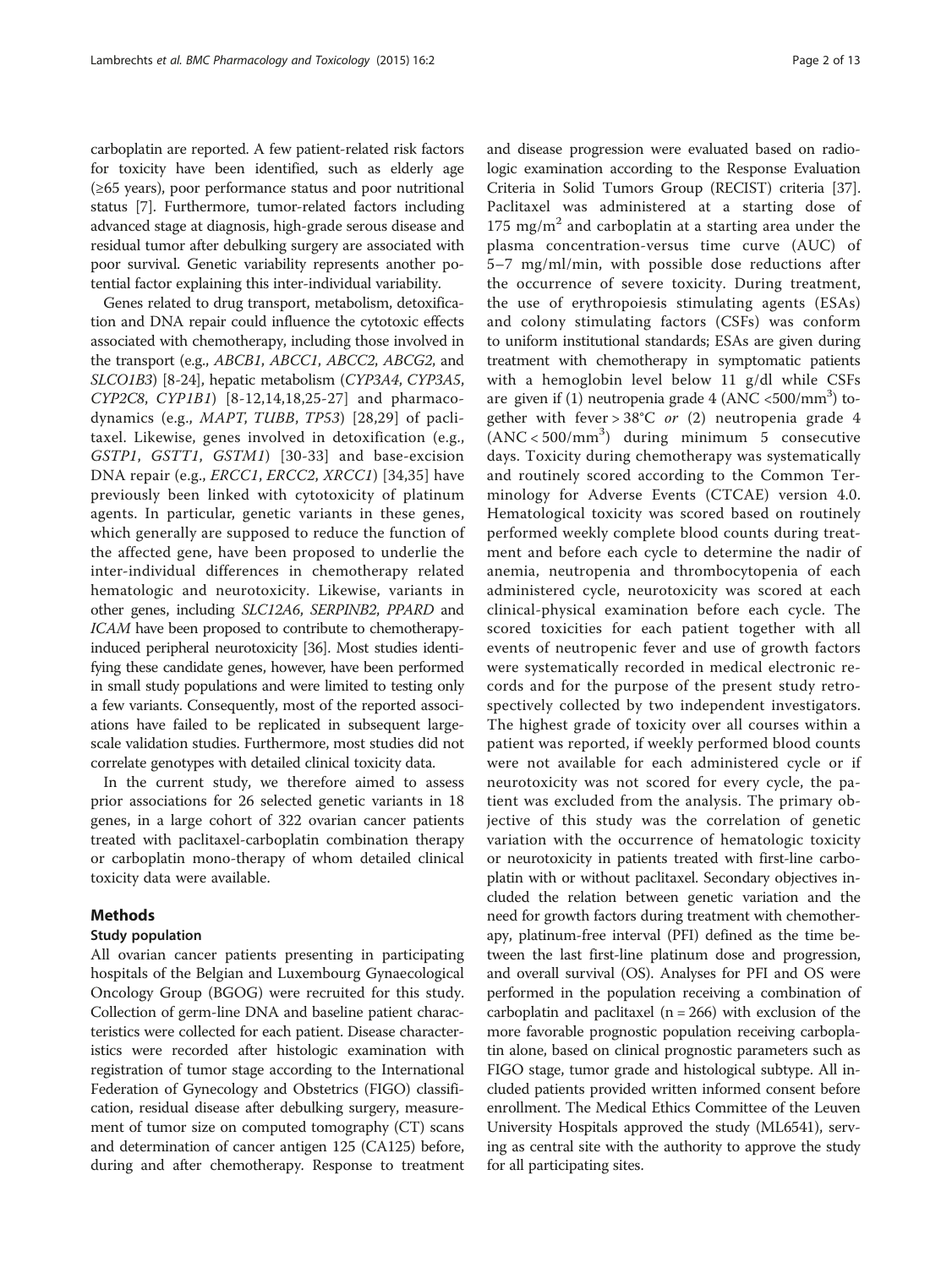carboplatin are reported. A few patient-related risk factors for toxicity have been identified, such as elderly age (≥65 years), poor performance status and poor nutritional status [7]. Furthermore, tumor-related factors including advanced stage at diagnosis, high-grade serous disease and residual tumor after debulking surgery are associated with poor survival. Genetic variability represents another potential factor explaining this inter-individual variability.

Genes related to drug transport, metabolism, detoxification and DNA repair could influence the cytotoxic effects associated with chemotherapy, including those involved in the transport (e.g., *ABCB1*, *ABCC1*, *ABCC2*, *ABCG2*, and *SLCO1B3*) [8-24], hepatic metabolism (*CYP3A4*, *CYP3A5*, *CYP2C8*, *CYP1B1*) [8-12,14,18,25-27] and pharmacodynamics (e.g., *MAPT*, *TUBB*, *TP53*) [28,29] of paclitaxel. Likewise, genes involved in detoxification (e.g., *GSTP1*, *GSTT1*, *GSTM1*) [30-33] and base-excision DNA repair (e.g., *ERCC1*, *ERCC2*, *XRCC1*) [34,35] have previously been linked with cytotoxicity of platinum agents. In particular, genetic variants in these genes, which generally are supposed to reduce the function of the affected gene, have been proposed to underlie the inter-individual differences in chemotherapy related hematologic and neurotoxicity. Likewise, variants in other genes, including *SLC12A6*, *SERPINB2*, *PPARD* and *ICAM* have been proposed to contribute to chemotherapy-induced peripheral neurotoxicity [36]. Most studies identifying these candidate genes, however, have been performed in small study populations and were limited to testing only a few variants. Consequently, most of the reported associations have failed to be replicated in subsequent large-scale validation studies. Furthermore, most studies did not correlate genotypes with detailed clinical toxicity data.

In the current study, we therefore aimed to assess prior associations for 26 selected genetic variants in 18 genes, in a large cohort of 322 ovarian cancer patients treated with paclitaxel-carboplatin combination therapy or carboplatin mono-therapy of whom detailed clinical toxicity data were available.

## Methods

### Study population

All ovarian cancer patients presenting in participating hospitals of the Belgian and Luxembourg Gynaecological Oncology Group (BGOG) were recruited for this study. Collection of germ-line DNA and baseline patient characteristics were collected for each patient. Disease characteristics were recorded after histologic examination with registration of tumor stage according to the International Federation of Gynecology and Obstetrics (FIGO) classification, residual disease after debulking surgery, measurement of tumor size on computed tomography (CT) scans and determination of cancer antigen 125 (CA125) before, during and after chemotherapy. Response to treatment and disease progression were evaluated based on radiologic examination according to the Response Evaluation Criteria in Solid Tumors Group (RECIST) criteria [37]. Paclitaxel was administered at a starting dose of 175 mg/m$^2$ and carboplatin at a starting area under the plasma concentration-versus time curve (AUC) of 5–7 mg/ml/min, with possible dose reductions after the occurrence of severe toxicity. During treatment, the use of erythropoiesis stimulating agents (ESAs) and colony stimulating factors (CSFs) was conform to uniform institutional standards; ESAs are given during treatment with chemotherapy in symptomatic patients with a hemoglobin level below 11 g/dl while CSFs are given if (1) neutropenia grade 4 (ANC <500/mm$^3$) together with fever > 38°C *or* (2) neutropenia grade 4 (ANC < 500/mm$^3$) during minimum 5 consecutive days. Toxicity during chemotherapy was systematically and routinely scored according to the Common Terminology for Adverse Events (CTCAE) version 4.0. Hematological toxicity was scored based on routinely performed weekly complete blood counts during treatment and before each cycle to determine the nadir of anemia, neutropenia and thrombocytopenia of each administered cycle, neurotoxicity was scored at each clinical-physical examination before each cycle. The scored toxicities for each patient together with all events of neutropenic fever and use of growth factors were systematically recorded in medical electronic records and for the purpose of the present study retrospectively collected by two independent investigators. The highest grade of toxicity over all courses within a patient was reported, if weekly performed blood counts were not available for each administered cycle or if neurotoxicity was not scored for every cycle, the patient was excluded from the analysis. The primary objective of this study was the correlation of genetic variation with the occurrence of hematologic toxicity or neurotoxicity in patients treated with first-line carboplatin with or without paclitaxel. Secondary objectives included the relation between genetic variation and the need for growth factors during treatment with chemotherapy, platinum-free interval (PFI) defined as the time between the last first-line platinum dose and progression, and overall survival (OS). Analyses for PFI and OS were performed in the population receiving a combination of carboplatin and paclitaxel (n = 266) with exclusion of the more favorable prognostic population receiving carboplatin alone, based on clinical prognostic parameters such as FIGO stage, tumor grade and histological subtype. All included patients provided written informed consent before enrollment. The Medical Ethics Committee of the Leuven University Hospitals approved the study (ML6541), serving as central site with the authority to approve the study for all participating sites.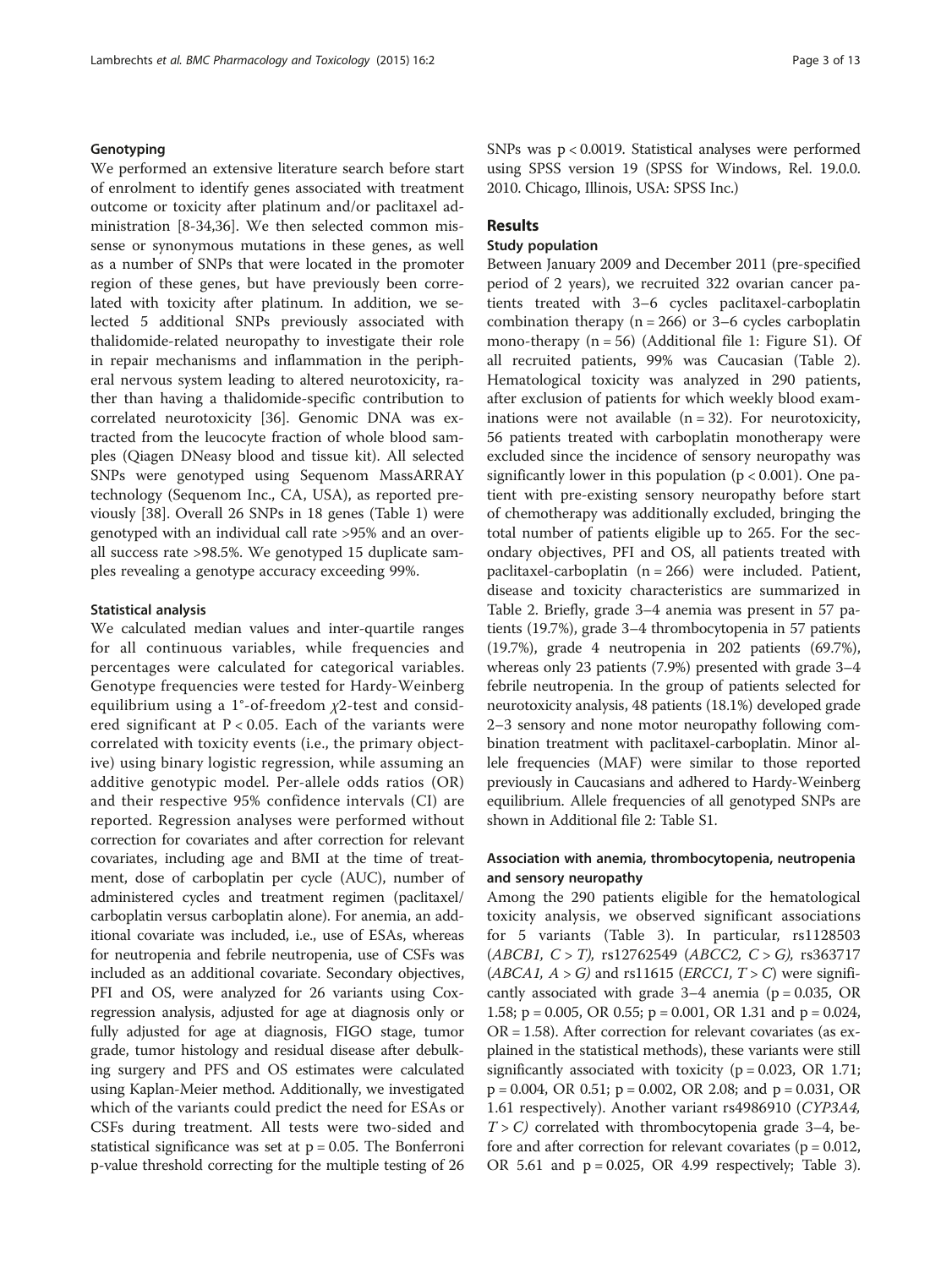### Genotyping

We performed an extensive literature search before start of enrolment to identify genes associated with treatment outcome or toxicity after platinum and/or paclitaxel administration [8-34,36]. We then selected common missense or synonymous mutations in these genes, as well as a number of SNPs that were located in the promoter region of these genes, but have previously been correlated with toxicity after platinum. In addition, we selected 5 additional SNPs previously associated with thalidomide-related neuropathy to investigate their role in repair mechanisms and inflammation in the peripheral nervous system leading to altered neurotoxicity, rather than having a thalidomide-specific contribution to correlated neurotoxicity [36]. Genomic DNA was extracted from the leucocyte fraction of whole blood samples (Qiagen DNeasy blood and tissue kit). All selected SNPs were genotyped using Sequenom MassARRAY technology (Sequenom Inc., CA, USA), as reported previously [38]. Overall 26 SNPs in 18 genes (Table 1) were genotyped with an individual call rate >95% and an overall success rate >98.5%. We genotyped 15 duplicate samples revealing a genotype accuracy exceeding 99%.

### Statistical analysis

We calculated median values and inter-quartile ranges for all continuous variables, while frequencies and percentages were calculated for categorical variables. Genotype frequencies were tested for Hardy-Weinberg equilibrium using a 1°-of-freedom $\chi 2$-test and considered significant at $P < 0.05$. Each of the variants were correlated with toxicity events (i.e., the primary objective) using binary logistic regression, while assuming an additive genotypic model. Per-allele odds ratios (OR) and their respective 95% confidence intervals (CI) are reported. Regression analyses were performed without correction for covariates and after correction for relevant covariates, including age and BMI at the time of treatment, dose of carboplatin per cycle (AUC), number of administered cycles and treatment regimen (paclitaxel/carboplatin versus carboplatin alone). For anemia, an additional covariate was included, i.e., use of ESAs, whereas for neutropenia and febrile neutropenia, use of CSFs was included as an additional covariate. Secondary objectives, PFI and OS, were analyzed for 26 variants using Cox-regression analysis, adjusted for age at diagnosis only or fully adjusted for age at diagnosis, FIGO stage, tumor grade, tumor histology and residual disease after debulking surgery and PFS and OS estimates were calculated using Kaplan-Meier method. Additionally, we investigated which of the variants could predict the need for ESAs or CSFs during treatment. All tests were two-sided and statistical significance was set at $p = 0.05$. The Bonferroni p-value threshold correcting for the multiple testing of 26 SNPs was $p < 0.0019$. Statistical analyses were performed using SPSS version 19 (SPSS for Windows, Rel. 19.0.0. 2010. Chicago, Illinois, USA: SPSS Inc.)

## Results

### Study population

Between January 2009 and December 2011 (pre-specified period of 2 years), we recruited 322 ovarian cancer patients treated with 3–6 cycles paclitaxel-carboplatin combination therapy ($n = 266$) or 3–6 cycles carboplatin mono-therapy ($n = 56$) (Additional file 1: Figure S1). Of all recruited patients, 99% was Caucasian (Table 2). Hematological toxicity was analyzed in 290 patients, after exclusion of patients for which weekly blood examinations were not available ($n = 32$). For neurotoxicity, 56 patients treated with carboplatin monotherapy were excluded since the incidence of sensory neuropathy was significantly lower in this population ($p < 0.001$). One patient with pre-existing sensory neuropathy before start of chemotherapy was additionally excluded, bringing the total number of patients eligible up to 265. For the secondary objectives, PFI and OS, all patients treated with paclitaxel-carboplatin ($n = 266$) were included. Patient, disease and toxicity characteristics are summarized in Table 2. Briefly, grade 3–4 anemia was present in 57 patients (19.7%), grade 3–4 thrombocytopenia in 57 patients (19.7%), grade 4 neutropenia in 202 patients (69.7%), whereas only 23 patients (7.9%) presented with grade 3–4 febrile neutropenia. In the group of patients selected for neurotoxicity analysis, 48 patients (18.1%) developed grade 2–3 sensory and none motor neuropathy following combination treatment with paclitaxel-carboplatin. Minor allele frequencies (MAF) were similar to those reported previously in Caucasians and adhered to Hardy-Weinberg equilibrium. Allele frequencies of all genotyped SNPs are shown in Additional file 2: Table S1.

### Association with anemia, thrombocytopenia, neutropenia and sensory neuropathy

Among the 290 patients eligible for the hematological toxicity analysis, we observed significant associations for 5 variants (Table 3). In particular, rs1128503 (*ABCB1, C > T*), rs12762549 (*ABCC2, C > G*), rs363717 (*ABCA1, A > G*) and rs11615 (*ERCC1, T > C*) were significantly associated with grade 3–4 anemia ($p = 0.035$, OR 1.58; $p = 0.005$, OR 0.55; $p = 0.001$, OR 1.31 and $p = 0.024$, OR = 1.58). After correction for relevant covariates (as explained in the statistical methods), these variants were still significantly associated with toxicity ($p = 0.023$, OR 1.71; $p = 0.004$, OR 0.51; $p = 0.002$, OR 2.08; and $p = 0.031$, OR 1.61 respectively). Another variant rs4986910 (*CYP3A4, T > C*) correlated with thrombocytopenia grade 3–4, before and after correction for relevant covariates ($p = 0.012$, OR 5.61 and $p = 0.025$, OR 4.99 respectively; Table 3).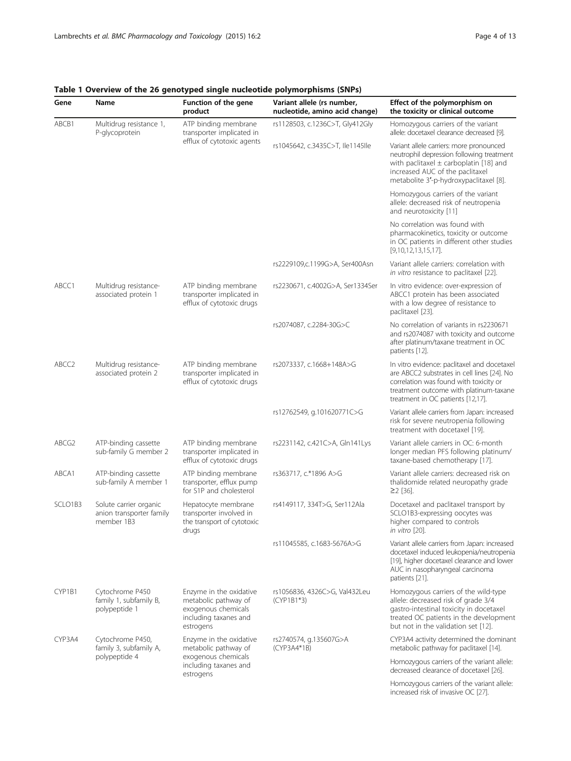**Table 1 Overview of the 26 genotyped single nucleotide polymorphisms (SNPs)**

| Gene | Name | Function of the gene product | Variant allele (rs number, nucleotide, amino acid change) | Effect of the polymorphism on the toxicity or clinical outcome |
|---|---|---|---|---|
| ABCB1 | Multidrug resistance 1, P-glycoprotein | ATP binding membrane transporter implicated in efflux of cytotoxic agents | rs1128503, c.1236C>T, Gly412Gly | Homozygous carriers of the variant allele: docetaxel clearance decreased [9]. |
| | | | rs1045642, c.3435C>T, Ile1145Ile | Variant allele carriers: more pronounced neutrophil depression following treatment with paclitaxel ± carboplatin [18] and increased AUC of the paclitaxel metabolite 3'-p-hydroxypaclitaxel [8]. |
| | | | | Homozygous carriers of the variant allele: decreased risk of neutropenia and neurotoxicity [11] |
| | | | | No correlation was found with pharmacokinetics, toxicity or outcome in OC patients in different other studies [9,10,12,13,15,17]. |
| | | | rs2229109,c.1199G>A, Ser400Asn | Variant allele carriers: correlation with *in vitro* resistance to paclitaxel [22]. |
| ABCC1 | Multidrug resistance-associated protein 1 | ATP binding membrane transporter implicated in efflux of cytotoxic drugs | rs2230671, c.4002G>A, Ser1334Ser | In vitro evidence: over-expression of ABCC1 protein has been associated with a low degree of resistance to paclitaxel [23]. |
| | | | rs2074087, c.2284-30G>C | No correlation of variants in rs2230671 and rs2074087 with toxicity and outcome after platinum/taxane treatment in OC patients [12]. |
| ABCC2 | Multidrug resistance-associated protein 2 | ATP binding membrane transporter implicated in efflux of cytotoxic drugs | rs2073337, c.1668+148A>G | In vitro evidence: paclitaxel and docetaxel are ABCC2 substrates in cell lines [24]. No correlation was found with toxicity or treatment outcome with platinum-taxane treatment in OC patients [12,17]. |
| | | | rs12762549, g.101620771C>G | Variant allele carriers from Japan: increased risk for severe neutropenia following treatment with docetaxel [19]. |
| ABCG2 | ATP-binding cassette sub-family G member 2 | ATP binding membrane transporter implicated in efflux of cytotoxic drugs | rs2231142, c.421C>A, Gln141Lys | Variant allele carriers in OC: 6-month longer median PFS following platinum/taxane-based chemotherapy [17]. |
| ABCA1 | ATP-binding cassette sub-family A member 1 | ATP binding membrane transporter, efflux pump for S1P and cholesterol | rs363717, c.*1896 A>G | Variant allele carriers: decreased risk on thalidomide related neuropathy grade ≥2 [36]. |
| SCLO1B3 | Solute carrier organic anion transporter family member 1B3 | Hepatocyte membrane transporter involved in the transport of cytotoxic drugs | rs4149117, 334T>G, Ser112Ala | Docetaxel and paclitaxel transport by SCLO1B3-expressing oocytes was higher compared to controls *in vitro* [20]. |
| | | | rs11045585, c.1683-5676A>G | Variant allele carriers from Japan: increased docetaxel induced leukopenia/neutropenia [19], higher docetaxel clearance and lower AUC in nasopharyngeal carcinoma patients [21]. |
| CYP1B1 | Cytochrome P450 family 1, subfamily B, polypeptide 1 | Enzyme in the oxidative metabolic pathway of exogenous chemicals including taxanes and estrogens | rs1056836, 4326C>G, Val432Leu (CYP1B1*3) | Homozygous carriers of the wild-type allele: decreased risk of grade 3/4 gastro-intestinal toxicity in docetaxel treated OC patients in the development but not in the validation set [12]. |
| CYP3A4 | Cytochrome P450, family 3, subfamily A, polypeptide 4 | Enzyme in the oxidative metabolic pathway of exogenous chemicals including taxanes and estrogens | rs2740574, g.135607G>A (CYP3A4*1B) | CYP3A4 activity determined the dominant metabolic pathway for paclitaxel [14]. |
| | | | | Homozygous carriers of the variant allele: decreased clearance of docetaxel [26]. |
| | | | | Homozygous carriers of the variant allele: increased risk of invasive OC [27]. |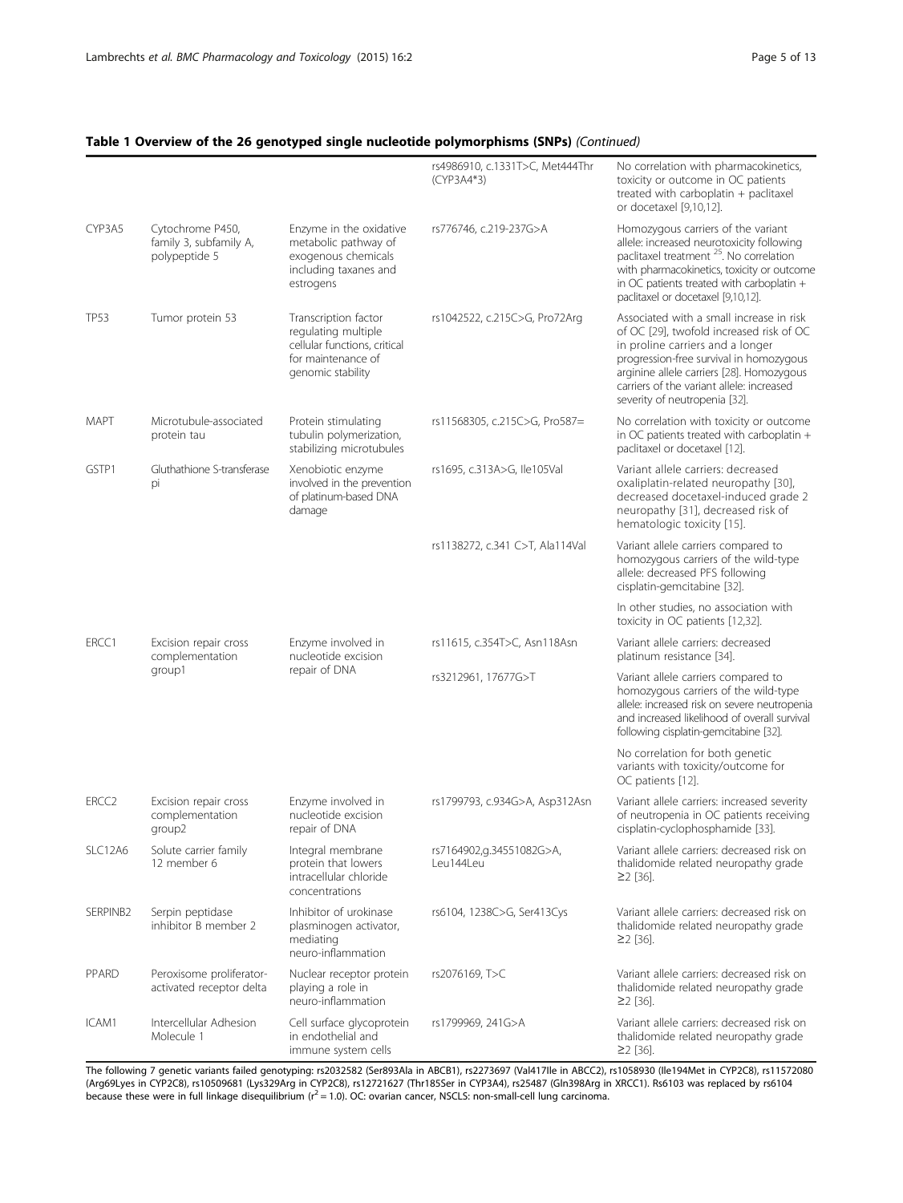### Table 1 Overview of the 26 genotyped single nucleotide polymorphisms (SNPs) *(Continued)*

| | | | | |
|---|---|---|---|---|
| | | | rs4986910, c.1331T>C, Met444Thr (CYP3A4*3) | No correlation with pharmacokinetics, toxicity or outcome in OC patients treated with carboplatin + paclitaxel or docetaxel [9,10,12]. |
| CYP3A5 | Cytochrome P450, family 3, subfamily A, polypeptide 5 | Enzyme in the oxidative metabolic pathway of exogenous chemicals including taxanes and estrogens | rs776746, c.219-237G>A | Homozygous carriers of the variant allele: increased neurotoxicity following paclitaxel treatment [25]. No correlation with pharmacokinetics, toxicity or outcome in OC patients treated with carboplatin + paclitaxel or docetaxel [9,10,12]. |
| TP53 | Tumor protein 53 | Transcription factor regulating multiple cellular functions, critical for maintenance of genomic stability | rs1042522, c.215C>G, Pro72Arg | Associated with a small increase in risk of OC [29], twofold increased risk of OC in proline carriers and a longer progression-free survival in homozygous arginine allele carriers [28]. Homozygous carriers of the variant allele: increased severity of neutropenia [32]. |
| MAPT | Microtubule-associated protein tau | Protein stimulating tubulin polymerization, stabilizing microtubules | rs11568305, c.215C>G, Pro587= | No correlation with toxicity or outcome in OC patients treated with carboplatin + paclitaxel or docetaxel [12]. |
| GSTP1 | Gluthathione S-transferase pi | Xenobiotic enzyme involved in the prevention of platinum-based DNA damage | rs1695, c.313A>G, Ile105Val | Variant allele carriers: decreased oxaliplatin-related neuropathy [30], decreased docetaxel-induced grade 2 neuropathy [31], decreased risk of hematologic toxicity [15]. |
| | | | rs1138272, c.341 C>T, Ala114Val | Variant allele carriers compared to homozygous carriers of the wild-type allele: decreased PFS following cisplatin-gemcitabine [32]. |
| | | | | In other studies, no association with toxicity in OC patients [12,32]. |
| ERCC1 | Excision repair cross complementation group1 | Enzyme involved in nucleotide excision repair of DNA | rs11615, c.354T>C, Asn118Asn | Variant allele carriers: decreased platinum resistance [34]. |
| | | | rs3212961, 17677G>T | Variant allele carriers compared to homozygous carriers of the wild-type allele: increased risk on severe neutropenia and increased likelihood of overall survival following cisplatin-gemcitabine [32]. |
| | | | | No correlation for both genetic variants with toxicity/outcome for OC patients [12]. |
| ERCC2 | Excision repair cross complementation group2 | Enzyme involved in nucleotide excision repair of DNA | rs1799793, c.934G>A, Asp312Asn | Variant allele carriers: increased severity of neutropenia in OC patients receiving cisplatin-cyclophosphamide [33]. |
| SLC12A6 | Solute carrier family 12 member 6 | Integral membrane protein that lowers intracellular chloride concentrations | rs7164902,g.34551082G>A, Leu144Leu | Variant allele carriers: decreased risk on thalidomide related neuropathy grade ≥2 [36]. |
| SERPINB2 | Serpin peptidase inhibitor B member 2 | Inhibitor of urokinase plasminogen activator, mediating neuro-inflammation | rs6104, 1238C>G, Ser413Cys | Variant allele carriers: decreased risk on thalidomide related neuropathy grade ≥2 [36]. |
| PPARD | Peroxisome proliferator-activated receptor delta | Nuclear receptor protein playing a role in neuro-inflammation | rs2076169, T>C | Variant allele carriers: decreased risk on thalidomide related neuropathy grade ≥2 [36]. |
| ICAM1 | Intercellular Adhesion Molecule 1 | Cell surface glycoprotein in endothelial and immune system cells | rs1799969, 241G>A | Variant allele carriers: decreased risk on thalidomide related neuropathy grade ≥2 [36]. |

The following 7 genetic variants failed genotyping: rs2032582 (Ser893Ala in ABCB1), rs2273697 (Val417Ile in ABCC2), rs1058930 (Ile194Met in CYP2C8), rs11572080 (Arg69Lyes in CYP2C8), rs10509681 (Lys329Arg in CYP2C8), rs12721627 (Thr185Ser in CYP3A4), rs25487 (Gln398Arg in XRCC1). Rs6103 was replaced by rs6104 because these were in full linkage disequilibrium ($r^2 = 1.0$). OC: ovarian cancer, NSCLS: non-small-cell lung carcinoma.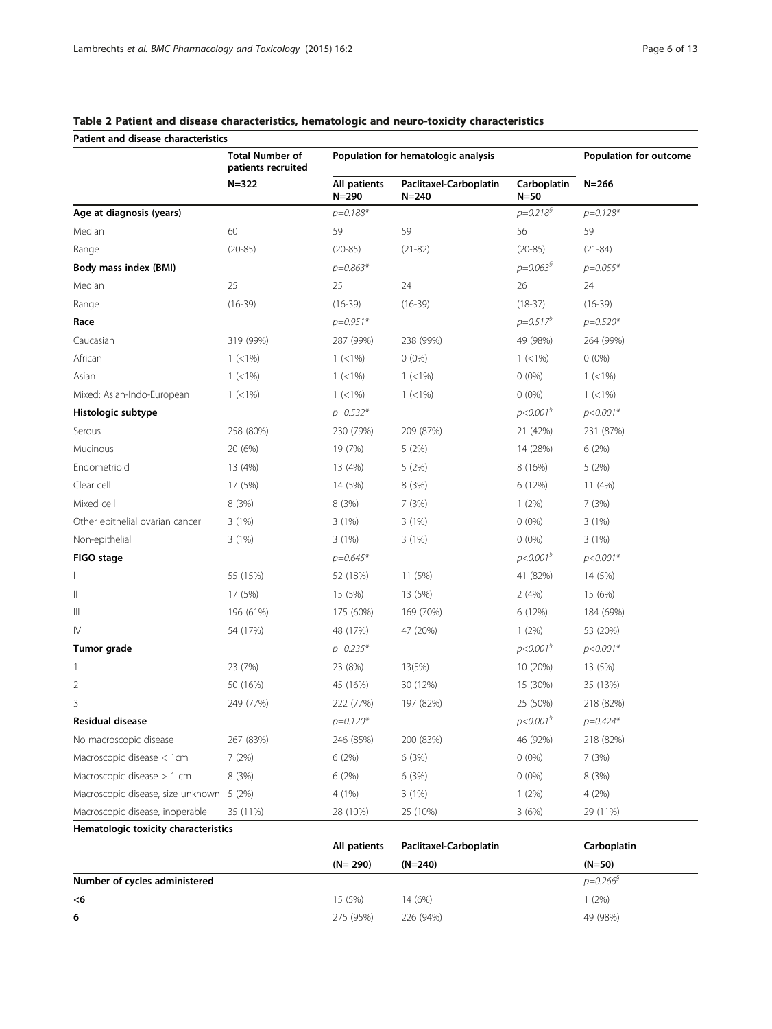**Table 2 Patient and disease characteristics, hematologic and neuro-toxicity characteristics**

| Patient and disease characteristics | | | | | |
|---|---|---|---|---|---|
| | Total Number of patients recruited | Population for hematologic analysis | | | Population for outcome |
| | N=322 | All patients N=290 | Paclitaxel-Carboplatin N=240 | Carboplatin N=50 | N=266 |
| **Age at diagnosis (years)** | | *p=0.188** | | *p=0.218*[§] | *p=0.128** |
| Median | 60 | 59 | 59 | 56 | 59 |
| Range | (20-85) | (20-85) | (21-82) | (20-85) | (21-84) |
| **Body mass index (BMI)** | | *p=0.863** | | *p=0.063*[§] | *p=0.055** |
| Median | 25 | 25 | 24 | 26 | 24 |
| Range | (16-39) | (16-39) | (16-39) | (18-37) | (16-39) |
| **Race** | | *p=0.951** | | *p=0.517*[§] | *p=0.520** |
| Caucasian | 319 (99%) | 287 (99%) | 238 (99%) | 49 (98%) | 264 (99%) |
| African | 1 (<1%) | 1 (<1%) | 0 (0%) | 1 (<1%) | 0 (0%) |
| Asian | 1 (<1%) | 1 (<1%) | 1 (<1%) | 0 (0%) | 1 (<1%) |
| Mixed: Asian-Indo-European | 1 (<1%) | 1 (<1%) | 1 (<1%) | 0 (0%) | 1 (<1%) |
| **Histologic subtype** | | *p=0.532** | | *p<0.001*[§] | *p<0.001** |
| Serous | 258 (80%) | 230 (79%) | 209 (87%) | 21 (42%) | 231 (87%) |
| Mucinous | 20 (6%) | 19 (7%) | 5 (2%) | 14 (28%) | 6 (2%) |
| Endometrioid | 13 (4%) | 13 (4%) | 5 (2%) | 8 (16%) | 5 (2%) |
| Clear cell | 17 (5%) | 14 (5%) | 8 (3%) | 6 (12%) | 11 (4%) |
| Mixed cell | 8 (3%) | 8 (3%) | 7 (3%) | 1 (2%) | 7 (3%) |
| Other epithelial ovarian cancer | 3 (1%) | 3 (1%) | 3 (1%) | 0 (0%) | 3 (1%) |
| Non-epithelial | 3 (1%) | 3 (1%) | 3 (1%) | 0 (0%) | 3 (1%) |
| **FIGO stage** | | *p=0.645** | | *p<0.001*[§] | *p<0.001** |
| I | 55 (15%) | 52 (18%) | 11 (5%) | 41 (82%) | 14 (5%) |
| II | 17 (5%) | 15 (5%) | 13 (5%) | 2 (4%) | 15 (6%) |
| III | 196 (61%) | 175 (60%) | 169 (70%) | 6 (12%) | 184 (69%) |
| IV | 54 (17%) | 48 (17%) | 47 (20%) | 1 (2%) | 53 (20%) |
| **Tumor grade** | | *p=0.235** | | *p<0.001*[§] | *p<0.001** |
| 1 | 23 (7%) | 23 (8%) | 13(5%) | 10 (20%) | 13 (5%) |
| 2 | 50 (16%) | 45 (16%) | 30 (12%) | 15 (30%) | 35 (13%) |
| 3 | 249 (77%) | 222 (77%) | 197 (82%) | 25 (50%) | 218 (82%) |
| **Residual disease** | | *p=0.120** | | *p<0.001*[§] | *p=0.424** |
| No macroscopic disease | 267 (83%) | 246 (85%) | 200 (83%) | 46 (92%) | 218 (82%) |
| Macroscopic disease < 1cm | 7 (2%) | 6 (2%) | 6 (3%) | 0 (0%) | 7 (3%) |
| Macroscopic disease > 1 cm | 8 (3%) | 6 (2%) | 6 (3%) | 0 (0%) | 8 (3%) |
| Macroscopic disease, size unknown | 5 (2%) | 4 (1%) | 3 (1%) | 1 (2%) | 4 (2%) |
| Macroscopic disease, inoperable | 35 (11%) | 28 (10%) | 25 (10%) | 3 (6%) | 29 (11%) |

| Hematologic toxicity characteristics | | | |
|---|---|---|---|
| | All patients (N= 290) | Paclitaxel-Carboplatin (N=240) | Carboplatin (N=50) |
| **Number of cycles administered** | | | *p=0.266*[§] |
| **<6** | 15 (5%) | 14 (6%) | 1 (2%) |
| **6** | 275 (95%) | 226 (94%) | 49 (98%) |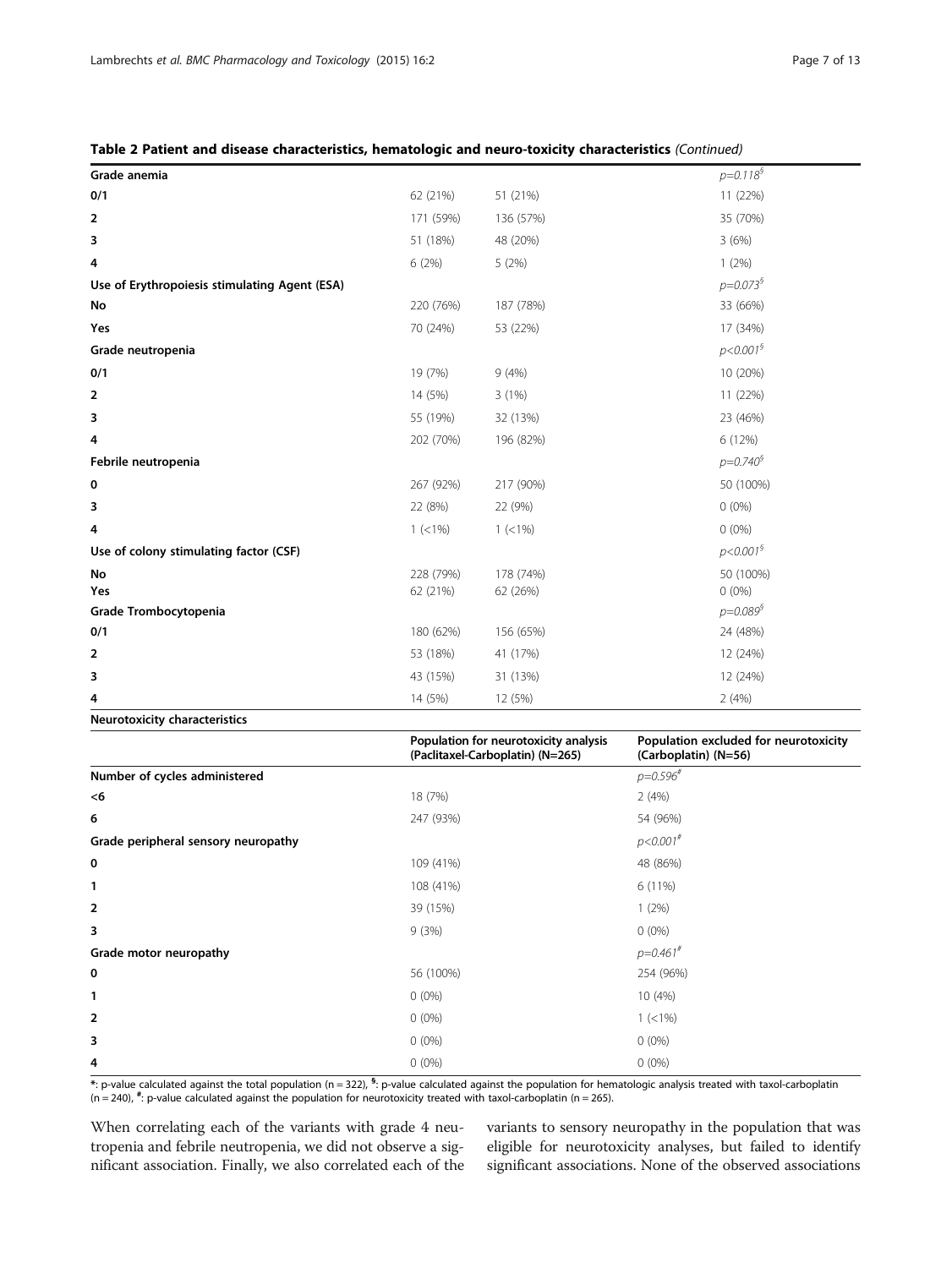**Table 2 Patient and disease characteristics, hematologic and neuro-toxicity characteristics** *(Continued)*

| | | | |
|---|---|---|---|
| **Grade anemia** | | | *p=0.118*[§] |
| **0/1** | 62 (21%) | 51 (21%) | 11 (22%) |
| **2** | 171 (59%) | 136 (57%) | 35 (70%) |
| **3** | 51 (18%) | 48 (20%) | 3 (6%) |
| **4** | 6 (2%) | 5 (2%) | 1 (2%) |
| **Use of Erythropoiesis stimulating Agent (ESA)** | | | *p=0.073*[§] |
| **No** | 220 (76%) | 187 (78%) | 33 (66%) |
| **Yes** | 70 (24%) | 53 (22%) | 17 (34%) |
| **Grade neutropenia** | | | *p<0.001*[§] |
| **0/1** | 19 (7%) | 9 (4%) | 10 (20%) |
| **2** | 14 (5%) | 3 (1%) | 11 (22%) |
| **3** | 55 (19%) | 32 (13%) | 23 (46%) |
| **4** | 202 (70%) | 196 (82%) | 6 (12%) |
| **Febrile neutropenia** | | | *p=0.740*[§] |
| **0** | 267 (92%) | 217 (90%) | 50 (100%) |
| **3** | 22 (8%) | 22 (9%) | 0 (0%) |
| **4** | 1 (<1%) | 1 (<1%) | 0 (0%) |
| **Use of colony stimulating factor (CSF)** | | | *p<0.001*[§] |
| **No** | 228 (79%) | 178 (74%) | 50 (100%) |
| **Yes** | 62 (21%) | 62 (26%) | 0 (0%) |
| **Grade Trombocytopenia** | | | *p=0.089*[§] |
| **0/1** | 180 (62%) | 156 (65%) | 24 (48%) |
| **2** | 53 (18%) | 41 (17%) | 12 (24%) |
| **3** | 43 (15%) | 31 (13%) | 12 (24%) |
| **4** | 14 (5%) | 12 (5%) | 2 (4%) |

**Neurotoxicity characteristics**

| | Population for neurotoxicity analysis (Paclitaxel-Carboplatin) (N=265) | Population excluded for neurotoxicity (Carboplatin) (N=56) |
|---|---|---|
| **Number of cycles administered** | | *p=0.596*[#] |
| **<6** | 18 (7%) | 2 (4%) |
| **6** | 247 (93%) | 54 (96%) |
| **Grade peripheral sensory neuropathy** | | *p<0.001*[#] |
| **0** | 109 (41%) | 48 (86%) |
| **1** | 108 (41%) | 6 (11%) |
| **2** | 39 (15%) | 1 (2%) |
| **3** | 9 (3%) | 0 (0%) |
| **Grade motor neuropathy** | | *p=0.461*[#] |
| **0** | 56 (100%) | 254 (96%) |
| **1** | 0 (0%) | 10 (4%) |
| **2** | 0 (0%) | 1 (<1%) |
| **3** | 0 (0%) | 0 (0%) |
| **4** | 0 (0%) | 0 (0%) |

*: p-value calculated against the total population (n = 322), §: p-value calculated against the population for hematologic analysis treated with taxol-carboplatin (n = 240), #: p-value calculated against the population for neurotoxicity treated with taxol-carboplatin (n = 265).

When correlating each of the variants with grade 4 neutropenia and febrile neutropenia, we did not observe a significant association. Finally, we also correlated each of the variants to sensory neuropathy in the population that was eligible for neurotoxicity analyses, but failed to identify significant associations. None of the observed associations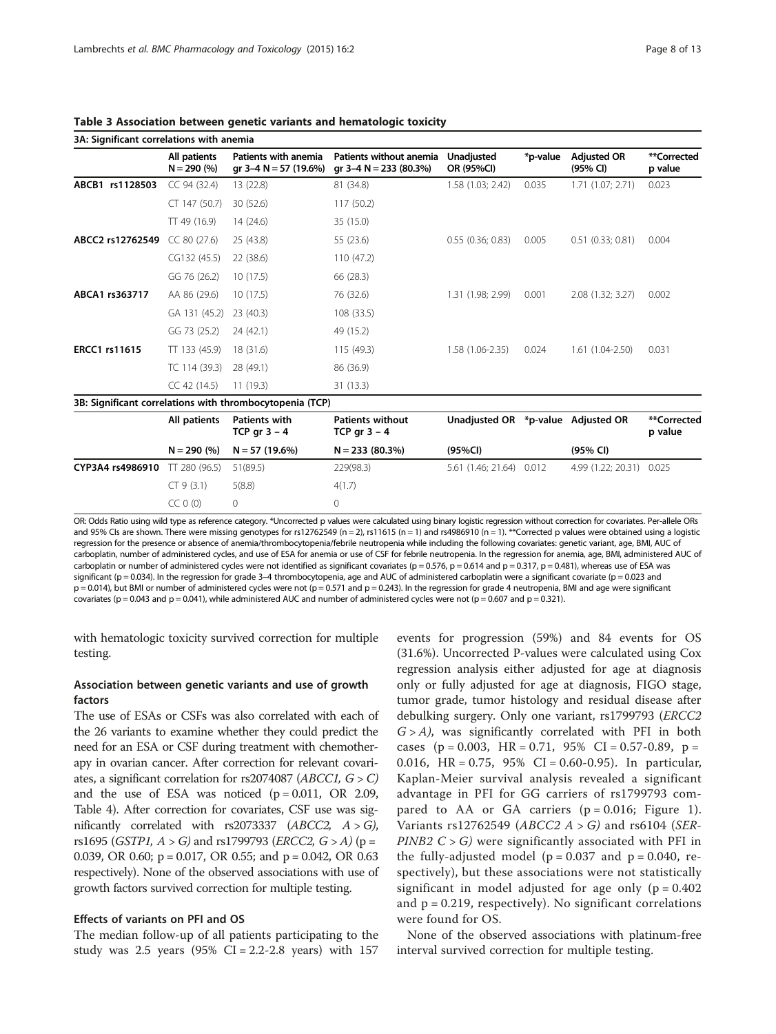**Table 3 Association between genetic variants and hematologic toxicity**

| 3A: Significant correlations with anemia | | | | | | | |
|---|---|---|---|---|---|---|---|
| | All patients N = 290 (%) | Patients with anemia gr 3–4 N = 57 (19.6%) | Patients without anemia gr 3–4 N = 233 (80.3%) | Unadjusted OR (95%CI) | *p-value | Adjusted OR (95% CI) | **Corrected p value |
| **ABCB1 rs1128503** | CC 94 (32.4) | 13 (22.8) | 81 (34.8) | 1.58 (1.03; 2.42) | 0.035 | 1.71 (1.07; 2.71) | 0.023 |
| | CT 147 (50.7) | 30 (52.6) | 117 (50.2) | | | | |
| | TT 49 (16.9) | 14 (24.6) | 35 (15.0) | | | | |
| **ABCC2 rs12762549** | CC 80 (27.6) | 25 (43.8) | 55 (23.6) | 0.55 (0.36; 0.83) | 0.005 | 0.51 (0.33; 0.81) | 0.004 |
| | CG132 (45.5) | 22 (38.6) | 110 (47.2) | | | | |
| | GG 76 (26.2) | 10 (17.5) | 66 (28.3) | | | | |
| **ABCA1 rs363717** | AA 86 (29.6) | 10 (17.5) | 76 (32.6) | 1.31 (1.98; 2.99) | 0.001 | 2.08 (1.32; 3.27) | 0.002 |
| | GA 131 (45.2) | 23 (40.3) | 108 (33.5) | | | | |
| | GG 73 (25.2) | 24 (42.1) | 49 (15.2) | | | | |
| **ERCC1 rs11615** | TT 133 (45.9) | 18 (31.6) | 115 (49.3) | 1.58 (1.06-2.35) | 0.024 | 1.61 (1.04-2.50) | 0.031 |
| | TC 114 (39.3) | 28 (49.1) | 86 (36.9) | | | | |
| | CC 42 (14.5) | 11 (19.3) | 31 (13.3) | | | | |

| 3B: Significant correlations with thrombocytopenia (TCP) | | | | | | | |
|---|---|---|---|---|---|---|---|
| | All patients | Patients with TCP gr 3 – 4 | Patients without TCP gr 3 – 4 | Unadjusted OR | *p-value | Adjusted OR | **Corrected p value |
| | N = 290 (%) | N = 57 (19.6%) | N = 233 (80.3%) | (95%CI) | | (95% CI) | |
| **CYP3A4 rs4986910** | TT 280 (96.5) | 51(89.5) | 229(98.3) | 5.61 (1.46; 21.64) | 0.012 | 4.99 (1.22; 20.31) | 0.025 |
| | CT 9 (3.1) | 5(8.8) | 4(1.7) | | | | |
| | CC 0 (0) | 0 | 0 | | | | |

OR: Odds Ratio using wild type as reference category. *Uncorrected p values were calculated using binary logistic regression without correction for covariates. Per-allele ORs and 95% CIs are shown. There were missing genotypes for rs12762549 (n = 2), rs11615 (n = 1) and rs4986910 (n = 1). **Corrected p values were obtained using a logistic regression for the presence or absence of anemia/thrombocytopenia/febrile neutropenia while including the following covariates: genetic variant, age, BMI, AUC of carboplatin, number of administered cycles, and use of ESA for anemia or use of CSF for febrile neutropenia. In the regression for anemia, age, BMI, administered AUC of carboplatin or number of administered cycles were not identified as significant covariates (p = 0.576, p = 0.614 and p = 0.317, p = 0.481), whereas use of ESA was significant (p = 0.034). In the regression for grade 3–4 thrombocytopenia, age and AUC of administered carboplatin were a significant covariate (p = 0.023 and p = 0.014), but BMI or number of administered cycles were not (p = 0.571 and p = 0.243). In the regression for grade 4 neutropenia, BMI and age were significant covariates (p = 0.043 and p = 0.041), while administered AUC and number of administered cycles were not (p = 0.607 and p = 0.321).

with hematologic toxicity survived correction for multiple testing.

### Association between genetic variants and use of growth factors

The use of ESAs or CSFs was also correlated with each of the 26 variants to examine whether they could predict the need for an ESA or CSF during treatment with chemotherapy in ovarian cancer. After correction for relevant covariates, a significant correlation for rs2074087 (*ABCC1, G > C)* and the use of ESA was noticed (p = 0.011, OR 2.09, Table 4). After correction for covariates, CSF use was significantly correlated with rs2073337 (*ABCC2, A > G)*, rs1695 (*GSTP1, A > G)* and rs1799793 (*ERCC2, G > A)* (p = 0.039, OR 0.60; p = 0.017, OR 0.55; and p = 0.042, OR 0.63 respectively). None of the observed associations with use of growth factors survived correction for multiple testing.

### Effects of variants on PFI and OS

The median follow-up of all patients participating to the study was 2.5 years (95% CI = 2.2-2.8 years) with 157 events for progression (59%) and 84 events for OS (31.6%). Uncorrected P-values were calculated using Cox regression analysis either adjusted for age at diagnosis only or fully adjusted for age at diagnosis, FIGO stage, tumor grade, tumor histology and residual disease after debulking surgery. Only one variant, rs1799793 (*ERCC2 G > A)*, was significantly correlated with PFI in both cases (p = 0.003, HR = 0.71, 95% CI = 0.57-0.89, p = 0.016, HR = 0.75, 95% CI = 0.60-0.95). In particular, Kaplan-Meier survival analysis revealed a significant advantage in PFI for GG carriers of rs1799793 compared to AA or GA carriers (p = 0.016; Figure 1). Variants rs12762549 (*ABCC2 A > G)* and rs6104 (*SERPINB2 C > G)* were significantly associated with PFI in the fully-adjusted model (p = 0.037 and p = 0.040, respectively), but these associations were not statistically significant in model adjusted for age only (p = 0.402 and p = 0.219, respectively). No significant correlations were found for OS.

None of the observed associations with platinum-free interval survived correction for multiple testing.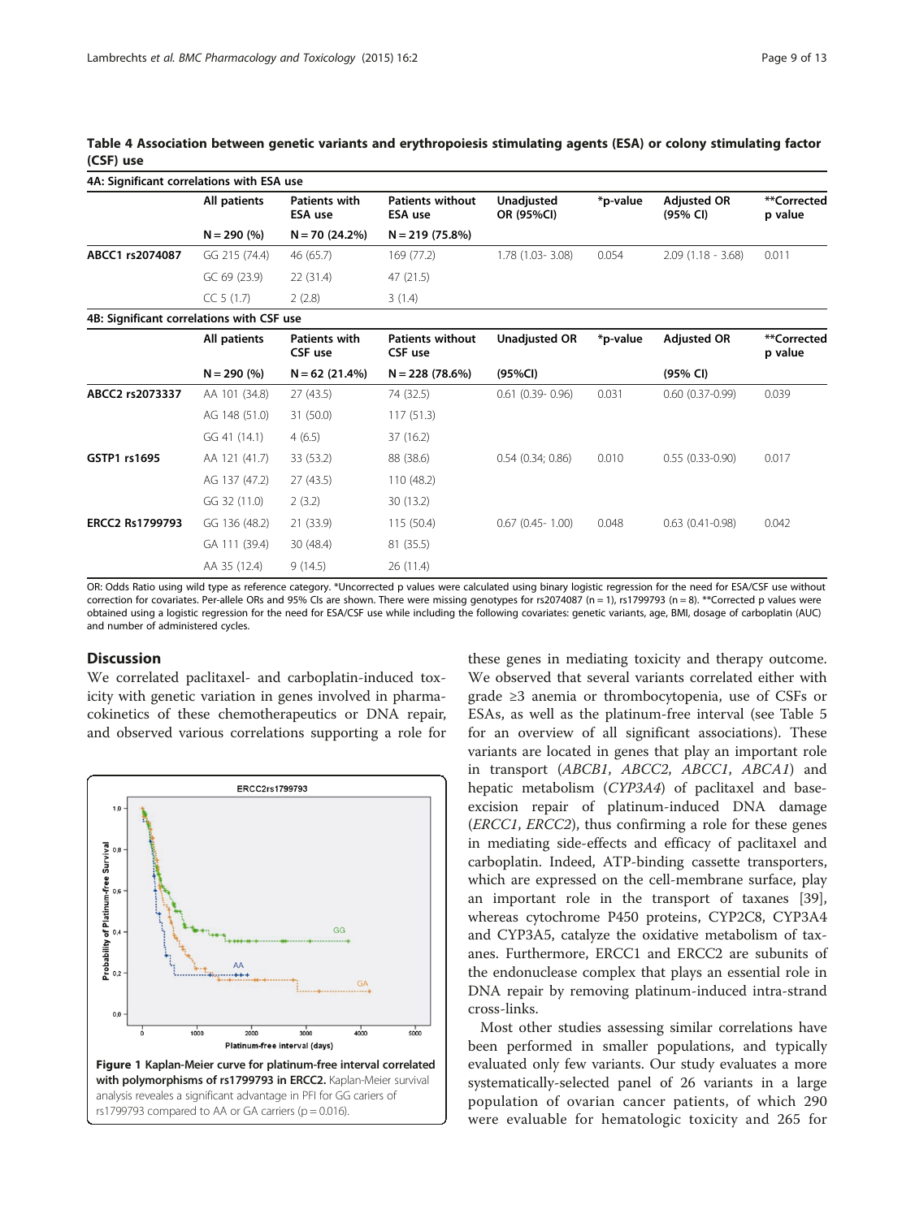**Table 4 Association between genetic variants and erythropoiesis stimulating agents (ESA) or colony stimulating factor (CSF) use**

| **4A: Significant correlations with ESA use** | | | | | | | |
|---|---|---|---|---|---|---|---|
| | **All patients** | **Patients with ESA use** | **Patients without ESA use** | **Unadjusted OR (95%CI)** | **\*p-value** | **Adjusted OR (95% CI)** | **\*\*Corrected p value** |
| | **N = 290 (%)** | **N = 70 (24.2%)** | **N = 219 (75.8%)** | | | | |
| **ABCC1 rs2074087** | GG 215 (74.4) | 46 (65.7) | 169 (77.2) | 1.78 (1.03- 3.08) | 0.054 | 2.09 (1.18 - 3.68) | 0.011 |
| | GC 69 (23.9) | 22 (31.4) | 47 (21.5) | | | | |
| | CC 5 (1.7) | 2 (2.8) | 3 (1.4) | | | | |
| **4B: Significant correlations with CSF use** | | | | | | | |
| | **All patients** | **Patients with CSF use** | **Patients without CSF use** | **Unadjusted OR** | **\*p-value** | **Adjusted OR** | **\*\*Corrected p value** |
| | **N = 290 (%)** | **N = 62 (21.4%)** | **N = 228 (78.6%)** | **(95%CI)** | | **(95% CI)** | |
| **ABCC2 rs2073337** | AA 101 (34.8) | 27 (43.5) | 74 (32.5) | 0.61 (0.39- 0.96) | 0.031 | 0.60 (0.37-0.99) | 0.039 |
| | AG 148 (51.0) | 31 (50.0) | 117 (51.3) | | | | |
| | GG 41 (14.1) | 4 (6.5) | 37 (16.2) | | | | |
| **GSTP1 rs1695** | AA 121 (41.7) | 33 (53.2) | 88 (38.6) | 0.54 (0.34; 0.86) | 0.010 | 0.55 (0.33-0.90) | 0.017 |
| | AG 137 (47.2) | 27 (43.5) | 110 (48.2) | | | | |
| | GG 32 (11.0) | 2 (3.2) | 30 (13.2) | | | | |
| **ERCC2 Rs1799793** | GG 136 (48.2) | 21 (33.9) | 115 (50.4) | 0.67 (0.45- 1.00) | 0.048 | 0.63 (0.41-0.98) | 0.042 |
| | GA 111 (39.4) | 30 (48.4) | 81 (35.5) | | | | |
| | AA 35 (12.4) | 9 (14.5) | 26 (11.4) | | | | |

OR: Odds Ratio using wild type as reference category. *Uncorrected p values were calculated using binary logistic regression for the need for ESA/CSF use without correction for covariates. Per-allele ORs and 95% CIs are shown. There were missing genotypes for rs2074087 (n = 1), rs1799793 (n = 8). **Corrected p values were obtained using a logistic regression for the need for ESA/CSF use while including the following covariates: genetic variants, age, BMI, dosage of carboplatin (AUC) and number of administered cycles.

## Discussion

We correlated paclitaxel- and carboplatin-induced toxicity with genetic variation in genes involved in pharmacokinetics of these chemotherapeutics or DNA repair, and observed various correlations supporting a role for these genes in mediating toxicity and therapy outcome. We observed that several variants correlated either with grade ≥3 anemia or thrombocytopenia, use of CSFs or ESAs, as well as the platinum-free interval (see Table 5 for an overview of all significant associations). These variants are located in genes that play an important role in transport (*ABCB1*, *ABCC2*, *ABCC1*, *ABCA1*) and hepatic metabolism (*CYP3A4*) of paclitaxel and base-excision repair of platinum-induced DNA damage (*ERCC1*, *ERCC2*), thus confirming a role for these genes in mediating side-effects and efficacy of paclitaxel and carboplatin. Indeed, ATP-binding cassette transporters, which are expressed on the cell-membrane surface, play an important role in the transport of taxanes [39], whereas cytochrome P450 proteins, CYP2C8, CYP3A4 and CYP3A5, catalyze the oxidative metabolism of taxanes. Furthermore, ERCC1 and ERCC2 are subunits of the endonuclease complex that plays an essential role in DNA repair by removing platinum-induced intra-strand cross-links.

**Figure 1 Kaplan-Meier curve for platinum-free interval correlated with polymorphisms of rs1799793 in ERCC2.** Kaplan-Meier survival analysis reveales a significant advantage in PFI for GG cariers of rs1799793 compared to AA or GA carriers (p = 0.016).

Most other studies assessing similar correlations have been performed in smaller populations, and typically evaluated only few variants. Our study evaluates a more systematically-selected panel of 26 variants in a large population of ovarian cancer patients, of which 290 were evaluable for hematologic toxicity and 265 for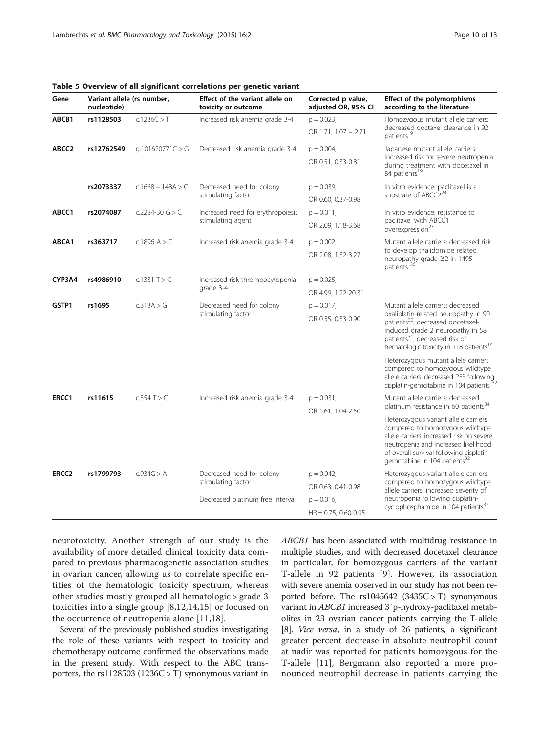**Table 5 Overview of all significant correlations per genetic variant**

| Gene | Variant allele (rs number, nucleotide) | | Effect of the variant allele on toxicity or outcome | Corrected p value, adjusted OR, 95% CI | Effect of the polymorphisms according to the literature |
|---|---|---|---|---|---|
| **ABCB1** | **rs1128503** | c.1236C > T | Increased risk anemia grade 3-4 | p = 0.023; OR 1.71, 1.07 – 2.71 | Homozygous mutant allele carriers: decreased doctaxel clearance in 92 patients [9] |
| **ABCC2** | **rs12762549** | g.101620771C > G | Decreased risk anemia grade 3-4 | p = 0.004; OR 0.51, 0.33-0.81 | Japanese mutant allele carriers: increased risk for severe neutropenia during treatment with docetaxel in 84 patients[19] |
| | **rs2073337** | c.1668 + 148A > G | Decreased need for colony stimulating factor | p = 0.039; OR 0.60, 0.37-0.98 | In vitro evidence: paclitaxel is a substrate of ABCC2[24] |
| **ABCC1** | **rs2074087** | c.2284-30 G > C | Increased need for erythropoiesis stimulating agent | p = 0.011; OR 2.09, 1.18-3.68 | In vitro evidence: resistance to paclitaxel with ABCC1 overexpression[23] |
| **ABCA1** | **rs363717** | c.1896 A > G | Increased risk anemia grade 3-4 | p = 0.002; OR 2.08, 1.32-3.27 | Mutant allele carriers: decreased risk to develop thalidomide related neuropathy grade ≥2 in 1495 patients [36] |
| **CYP3A4** | **rs4986910** | c.1331 T > C | Increased risk thrombocytopenia grade 3-4 | p = 0.025; OR 4.99, 1.22-20.31 | - |
| **GSTP1** | **rs1695** | c.313A > G | Decreased need for colony stimulating factor | p = 0.017; OR 0.55, 0.33-0.90 | Mutant allele carriers: decreased oxaliplatin-related neuropathy in 90 patients[30], decreased docetaxel-induced grade 2 neuropathy in 58 patients[31], decreased risk of hematologic toxicity in 118 patients[15] |
| | | | | | Heterozygous mutant allele carriers compared to homozygous wildtype allele carriers: decreased PFS following cisplatin-gemcitabine in 104 patients [32] |
| **ERCC1** | **rs11615** | c.354 T > C | Increased risk anemia grade 3-4 | p = 0.031; OR 1.61, 1.04-2.50 | Mutant allele carriers: decreased platinum resistance in 60 patients[34] |
| | | | | | Heterozygous variant allele carriers compared to homozygous wildtype allele carriers: increased risk on severe neutropenia and increased likelihood of overall survival following cisplatin-gemcitabine in 104 patients[32] |
| **ERCC2** | **rs1799793** | c.934G > A | Decreased need for colony stimulating factor | p = 0.042; OR 0.63, 0.41-0.98 | Heterozygous variant allele carriers compared to homozygous wildtype allele carriers: increased severity of neutropenia following cisplatin-cyclophosphamide in 104 patients[32] |
| | | | Decreased platinum free interval | p = 0.016, HR = 0.75, 0.60-0.95 | |

neurotoxicity. Another strength of our study is the availability of more detailed clinical toxicity data compared to previous pharmacogenetic association studies in ovarian cancer, allowing us to correlate specific entities of the hematologic toxicity spectrum, whereas other studies mostly grouped all hematologic > grade 3 toxicities into a single group [8,12,14,15] or focused on the occurrence of neutropenia alone [11,18].

Several of the previously published studies investigating the role of these variants with respect to toxicity and chemotherapy outcome confirmed the observations made in the present study. With respect to the ABC transporters, the rs1128503 (1236C > T) synonymous variant in *ABCB1* has been associated with multidrug resistance in multiple studies, and with decreased docetaxel clearance in particular, for homozygous carriers of the variant T-allele in 92 patients [9]. However, its association with severe anemia observed in our study has not been reported before. The rs1045642 (3435C > T) synonymous variant in *ABCB1* increased 3´p-hydroxy-paclitaxel metabolites in 23 ovarian cancer patients carrying the T-allele [8]. *Vice versa*, in a study of 26 patients, a significant greater percent decrease in absolute neutrophil count at nadir was reported for patients homozygous for the T-allele [11], Bergmann also reported a more pronounced neutrophil decrease in patients carrying the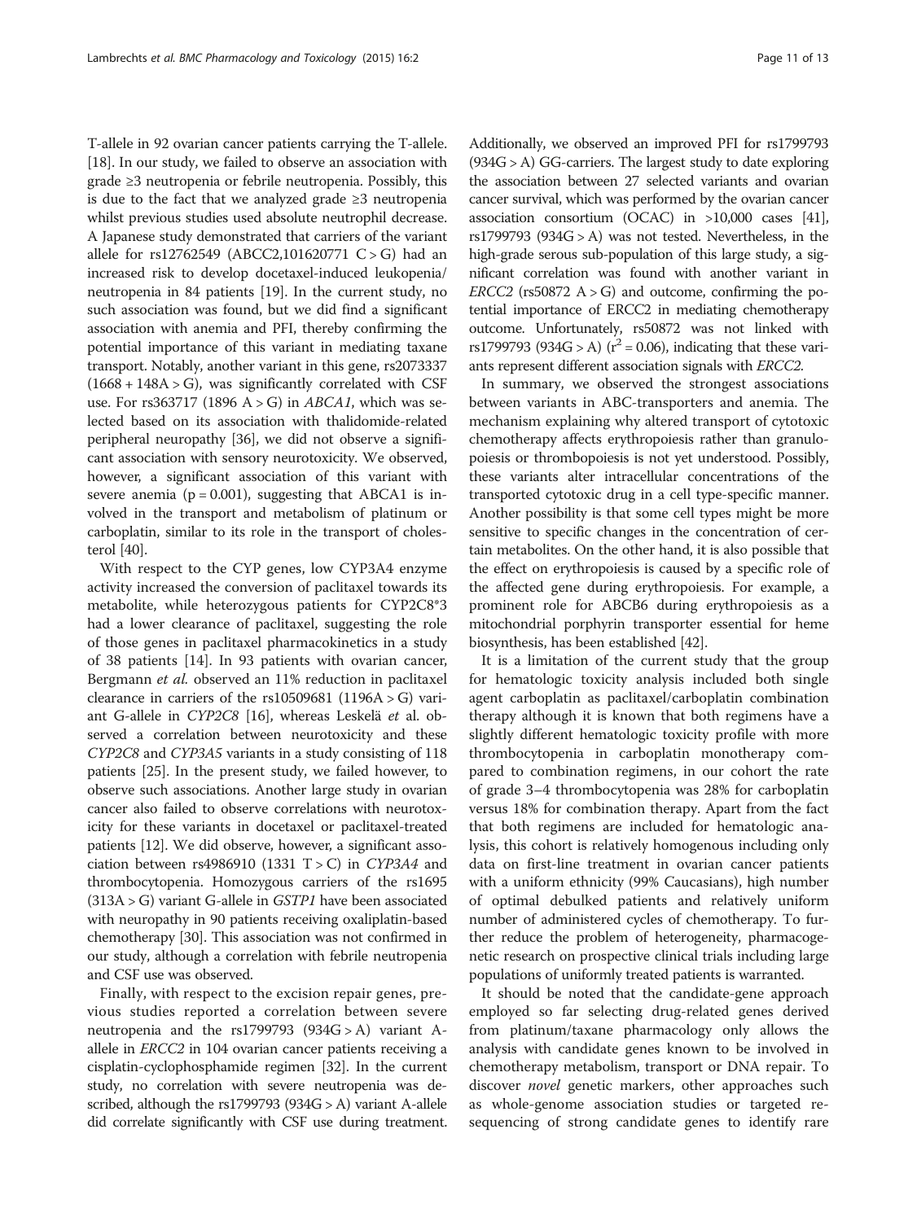T-allele in 92 ovarian cancer patients carrying the T-allele. [18]. In our study, we failed to observe an association with grade ≥3 neutropenia or febrile neutropenia. Possibly, this is due to the fact that we analyzed grade ≥3 neutropenia whilst previous studies used absolute neutrophil decrease. A Japanese study demonstrated that carriers of the variant allele for rs12762549 (ABCC2,101620771 C > G) had an increased risk to develop docetaxel-induced leukopenia/neutropenia in 84 patients [19]. In the current study, no such association was found, but we did find a significant association with anemia and PFI, thereby confirming the potential importance of this variant in mediating taxane transport. Notably, another variant in this gene, rs2073337 (1668 + 148A > G), was significantly correlated with CSF use. For rs363717 (1896 A > G) in *ABCA1*, which was selected based on its association with thalidomide-related peripheral neuropathy [36], we did not observe a significant association with sensory neurotoxicity. We observed, however, a significant association of this variant with severe anemia ($p = 0.001$), suggesting that ABCA1 is involved in the transport and metabolism of platinum or carboplatin, similar to its role in the transport of cholesterol [40].

With respect to the CYP genes, low CYP3A4 enzyme activity increased the conversion of paclitaxel towards its metabolite, while heterozygous patients for CYP2C8*3 had a lower clearance of paclitaxel, suggesting the role of those genes in paclitaxel pharmacokinetics in a study of 38 patients [14]. In 93 patients with ovarian cancer, Bergmann *et al.* observed an 11% reduction in paclitaxel clearance in carriers of the rs10509681 (1196A > G) variant G-allele in *CYP2C8* [16], whereas Leskelä *et* al. observed a correlation between neurotoxicity and these *CYP2C8* and *CYP3A5* variants in a study consisting of 118 patients [25]. In the present study, we failed however, to observe such associations. Another large study in ovarian cancer also failed to observe correlations with neurotoxicity for these variants in docetaxel or paclitaxel-treated patients [12]. We did observe, however, a significant association between rs4986910 (1331 T > C) in *CYP3A4* and thrombocytopenia. Homozygous carriers of the rs1695 (313A > G) variant G-allele in *GSTP1* have been associated with neuropathy in 90 patients receiving oxaliplatin-based chemotherapy [30]. This association was not confirmed in our study, although a correlation with febrile neutropenia and CSF use was observed.

Finally, with respect to the excision repair genes, previous studies reported a correlation between severe neutropenia and the rs1799793 (934G > A) variant A-allele in *ERCC2* in 104 ovarian cancer patients receiving a cisplatin-cyclophosphamide regimen [32]. In the current study, no correlation with severe neutropenia was described, although the rs1799793 (934G > A) variant A-allele did correlate significantly with CSF use during treatment. Additionally, we observed an improved PFI for rs1799793 (934G > A) GG-carriers. The largest study to date exploring the association between 27 selected variants and ovarian cancer survival, which was performed by the ovarian cancer association consortium (OCAC) in >10,000 cases [41], rs1799793 (934G > A) was not tested. Nevertheless, in the high-grade serous sub-population of this large study, a significant correlation was found with another variant in *ERCC2* (rs50872 A > G) and outcome, confirming the potential importance of ERCC2 in mediating chemotherapy outcome. Unfortunately, rs50872 was not linked with rs1799793 (934G > A) ($r^2 = 0.06$), indicating that these variants represent different association signals with *ERCC2*.

In summary, we observed the strongest associations between variants in ABC-transporters and anemia. The mechanism explaining why altered transport of cytotoxic chemotherapy affects erythropoiesis rather than granulopoiesis or thrombopoiesis is not yet understood. Possibly, these variants alter intracellular concentrations of the transported cytotoxic drug in a cell type-specific manner. Another possibility is that some cell types might be more sensitive to specific changes in the concentration of certain metabolites. On the other hand, it is also possible that the effect on erythropoiesis is caused by a specific role of the affected gene during erythropoiesis. For example, a prominent role for ABCB6 during erythropoiesis as a mitochondrial porphyrin transporter essential for heme biosynthesis, has been established [42].

It is a limitation of the current study that the group for hematologic toxicity analysis included both single agent carboplatin as paclitaxel/carboplatin combination therapy although it is known that both regimens have a slightly different hematologic toxicity profile with more thrombocytopenia in carboplatin monotherapy compared to combination regimens, in our cohort the rate of grade 3–4 thrombocytopenia was 28% for carboplatin versus 18% for combination therapy. Apart from the fact that both regimens are included for hematologic analysis, this cohort is relatively homogenous including only data on first-line treatment in ovarian cancer patients with a uniform ethnicity (99% Caucasians), high number of optimal debulked patients and relatively uniform number of administered cycles of chemotherapy. To further reduce the problem of heterogeneity, pharmacogenetic research on prospective clinical trials including large populations of uniformly treated patients is warranted.

It should be noted that the candidate-gene approach employed so far selecting drug-related genes derived from platinum/taxane pharmacology only allows the analysis with candidate genes known to be involved in chemotherapy metabolism, transport or DNA repair. To discover *novel* genetic markers, other approaches such as whole-genome association studies or targeted re-sequencing of strong candidate genes to identify rare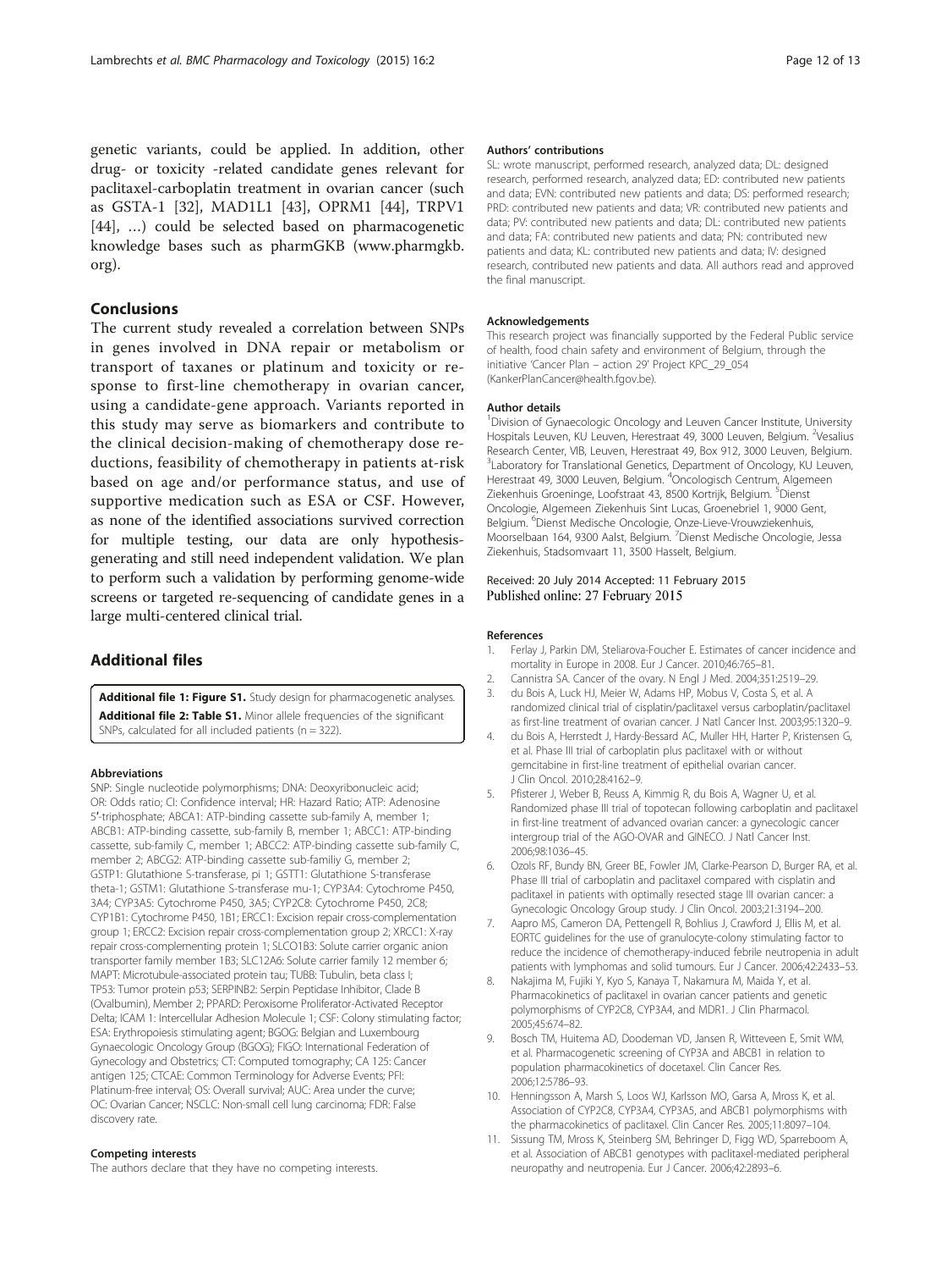genetic variants, could be applied. In addition, other drug- or toxicity -related candidate genes relevant for paclitaxel-carboplatin treatment in ovarian cancer (such as GSTA-1 [32], MAD1L1 [43], OPRM1 [44], TRPV1 [44], …) could be selected based on pharmacogenetic knowledge bases such as pharmGKB (www.pharmgkb.org).

## Conclusions

The current study revealed a correlation between SNPs in genes involved in DNA repair or metabolism or transport of taxanes or platinum and toxicity or response to first-line chemotherapy in ovarian cancer, using a candidate-gene approach. Variants reported in this study may serve as biomarkers and contribute to the clinical decision-making of chemotherapy dose reductions, feasibility of chemotherapy in patients at-risk based on age and/or performance status, and use of supportive medication such as ESA or CSF. However, as none of the identified associations survived correction for multiple testing, our data are only hypothesis-generating and still need independent validation. We plan to perform such a validation by performing genome-wide screens or targeted re-sequencing of candidate genes in a large multi-centered clinical trial.

## Additional files

**Additional file 1: Figure S1.** Study design for pharmacogenetic analyses.
**Additional file 2: Table S1.** Minor allele frequencies of the significant SNPs, calculated for all included patients (n = 322).

#### Abbreviations

SNP: Single nucleotide polymorphisms; DNA: Deoxyribonucleic acid; OR: Odds ratio; CI: Confidence interval; HR: Hazard Ratio; ATP: Adenosine 5′-triphosphate; ABCA1: ATP-binding cassette sub-family A, member 1; ABCB1: ATP-binding cassette, sub-family B, member 1; ABCC1: ATP-binding cassette, sub-family C, member 1; ABCC2: ATP-binding cassette sub-family C, member 2; ABCG2: ATP-binding cassette sub-familiy G, member 2; GSTP1: Glutathione S-transferase, pi 1; GSTT1: Glutathione S-transferase theta-1; GSTM1: Glutathione S-transferase mu-1; CYP3A4: Cytochrome P450, 3A4; CYP3A5: Cytochrome P450, 3A5; CYP2C8: Cytochrome P450, 2C8; CYP1B1: Cytochrome P450, 1B1; ERCC1: Excision repair cross-complementation group 1; ERCC2: Excision repair cross-complementation group 2; XRCC1: X-ray repair cross-complementing protein 1; SLCO1B3: Solute carrier organic anion transporter family member 1B3; SLC12A6: Solute carrier family 12 member 6; MAPT: Microtubule-associated protein tau; TUBB: Tubulin, beta class I; TP53: Tumor protein p53; SERPINB2: Serpin Peptidase Inhibitor, Clade B (Ovalbumin), Member 2; PPARD: Peroxisome Proliferator-Activated Receptor Delta; ICAM 1: Intercellular Adhesion Molecule 1; CSF: Colony stimulating factor; ESA: Erythropoiesis stimulating agent; BGOG: Belgian and Luxembourg Gynaecologic Oncology Group (BGOG); FIGO: International Federation of Gynecology and Obstetrics; CT: Computed tomography; CA 125: Cancer antigen 125; CTCAE: Common Terminology for Adverse Events; PFI: Platinum-free interval; OS: Overall survival; AUC: Area under the curve; OC: Ovarian Cancer; NSCLC: Non-small cell lung carcinoma; FDR: False discovery rate.

#### Competing interests

The authors declare that they have no competing interests.

#### Authors' contributions

SL: wrote manuscript, performed research, analyzed data; DL: designed research, performed research, analyzed data; ED: contributed new patients and data; EVN: contributed new patients and data; DS: performed research; PRD: contributed new patients and data; VR: contributed new patients and data; PV: contributed new patients and data; DL: contributed new patients and data; FA: contributed new patients and data; PN: contributed new patients and data; KL: contributed new patients and data; IV: designed research, contributed new patients and data. All authors read and approved the final manuscript.

#### Acknowledgements

This research project was financially supported by the Federal Public service of health, food chain safety and environment of Belgium, through the initiative 'Cancer Plan – action 29' Project KPC_29_054 (KankerPlanCancer@health.fgov.be).

#### Author details

[1]Division of Gynaecologic Oncology and Leuven Cancer Institute, University Hospitals Leuven, KU Leuven, Herestraat 49, 3000 Leuven, Belgium. [2]Vesalius Research Center, VIB, Leuven, Herestraat 49, Box 912, 3000 Leuven, Belgium. [3]Laboratory for Translational Genetics, Department of Oncology, KU Leuven, Herestraat 49, 3000 Leuven, Belgium. [4]Oncologisch Centrum, Algemeen Ziekenhuis Groeninge, Loofstraat 43, 8500 Kortrijk, Belgium. [5]Dienst Oncologie, Algemeen Ziekenhuis Sint Lucas, Groenebriel 1, 9000 Gent, Belgium. [6]Dienst Medische Oncologie, Onze-Lieve-Vrouwziekenhuis, Moorselbaan 164, 9300 Aalst, Belgium. [7]Dienst Medische Oncologie, Jessa Ziekenhuis, Stadsomvaart 11, 3500 Hasselt, Belgium.

Received: 20 July 2014 Accepted: 11 February 2015
Published online: 27 February 2015

#### References

1. Ferlay J, Parkin DM, Steliarova-Foucher E. Estimates of cancer incidence and mortality in Europe in 2008. Eur J Cancer. 2010;46:765–81.
2. Cannistra SA. Cancer of the ovary. N Engl J Med. 2004;351:2519–29.
3. du Bois A, Luck HJ, Meier W, Adams HP, Mobus V, Costa S, et al. A randomized clinical trial of cisplatin/paclitaxel versus carboplatin/paclitaxel as first-line treatment of ovarian cancer. J Natl Cancer Inst. 2003;95:1320–9.
4. du Bois A, Herrstedt J, Hardy-Bessard AC, Muller HH, Harter P, Kristensen G, et al. Phase III trial of carboplatin plus paclitaxel with or without gemcitabine in first-line treatment of epithelial ovarian cancer. J Clin Oncol. 2010;28:4162–9.
5. Pfisterer J, Weber B, Reuss A, Kimmig R, du Bois A, Wagner U, et al. Randomized phase III trial of topotecan following carboplatin and paclitaxel in first-line treatment of advanced ovarian cancer: a gynecologic cancer intergroup trial of the AGO-OVAR and GINECO. J Natl Cancer Inst. 2006;98:1036–45.
6. Ozols RF, Bundy BN, Greer BE, Fowler JM, Clarke-Pearson D, Burger RA, et al. Phase III trial of carboplatin and paclitaxel compared with cisplatin and paclitaxel in patients with optimally resected stage III ovarian cancer: a Gynecologic Oncology Group study. J Clin Oncol. 2003;21:3194–200.
7. Aapro MS, Cameron DA, Pettengell R, Bohlius J, Crawford J, Ellis M, et al. EORTC guidelines for the use of granulocyte-colony stimulating factor to reduce the incidence of chemotherapy-induced febrile neutropenia in adult patients with lymphomas and solid tumours. Eur J Cancer. 2006;42:2433–53.
8. Nakajima M, Fujiki Y, Kyo S, Kanaya T, Nakamura M, Maida Y, et al. Pharmacokinetics of paclitaxel in ovarian cancer patients and genetic polymorphisms of CYP2C8, CYP3A4, and MDR1. J Clin Pharmacol. 2005;45:674–82.
9. Bosch TM, Huitema AD, Doodeman VD, Jansen R, Witteveen E, Smit WM, et al. Pharmacogenetic screening of CYP3A and ABCB1 in relation to population pharmacokinetics of docetaxel. Clin Cancer Res. 2006;12:5786–93.
10. Henningsson A, Marsh S, Loos WJ, Karlsson MO, Garsa A, Mross K, et al. Association of CYP2C8, CYP3A4, CYP3A5, and ABCB1 polymorphisms with the pharmacokinetics of paclitaxel. Clin Cancer Res. 2005;11:8097–104.
11. Sissung TM, Mross K, Steinberg SM, Behringer D, Figg WD, Sparreboom A, et al. Association of ABCB1 genotypes with paclitaxel-mediated peripheral neuropathy and neutropenia. Eur J Cancer. 2006;42:2893–6.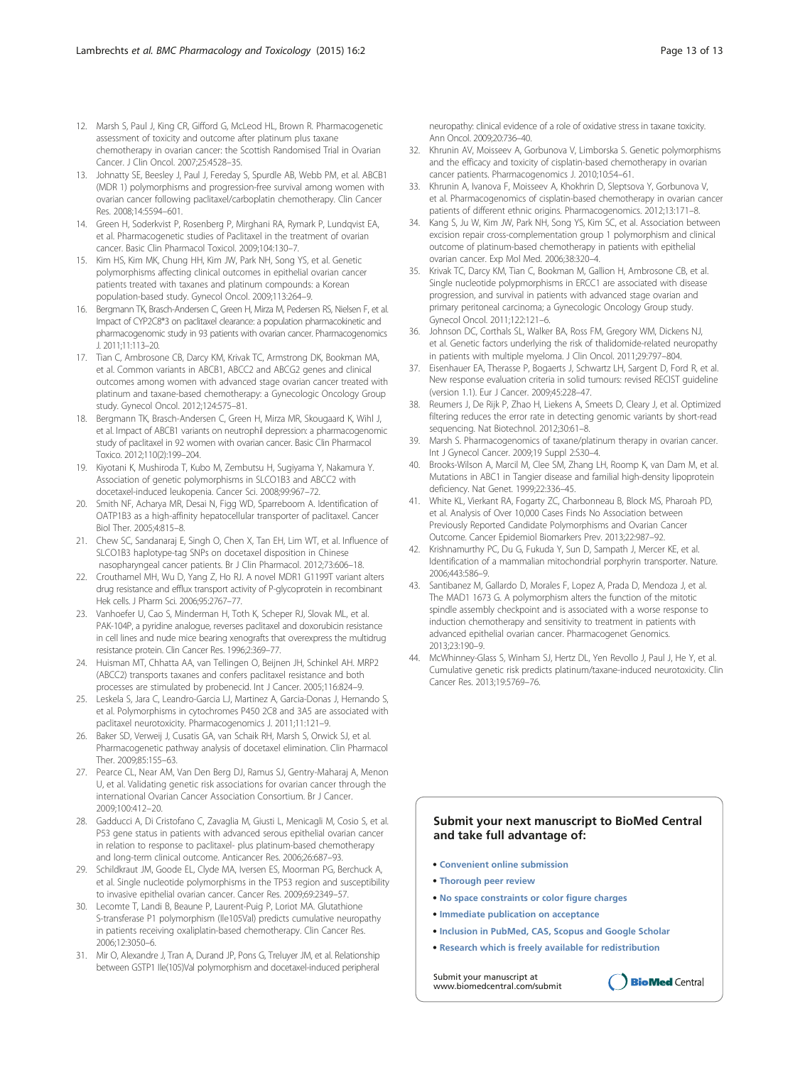12. Marsh S, Paul J, King CR, Gifford G, McLeod HL, Brown R. Pharmacogenetic assessment of toxicity and outcome after platinum plus taxane chemotherapy in ovarian cancer: the Scottish Randomised Trial in Ovarian Cancer. J Clin Oncol. 2007;25:4528–35.
13. Johnatty SE, Beesley J, Paul J, Fereday S, Spurdle AB, Webb PM, et al. ABCB1 (MDR 1) polymorphisms and progression-free survival among women with ovarian cancer following paclitaxel/carboplatin chemotherapy. Clin Cancer Res. 2008;14:5594–601.
14. Green H, Soderkvist P, Rosenberg P, Mirghani RA, Rymark P, Lundqvist EA, et al. Pharmacogenetic studies of Paclitaxel in the treatment of ovarian cancer. Basic Clin Pharmacol Toxicol. 2009;104:130–7.
15. Kim HS, Kim MK, Chung HH, Kim JW, Park NH, Song YS, et al. Genetic polymorphisms affecting clinical outcomes in epithelial ovarian cancer patients treated with taxanes and platinum compounds: a Korean population-based study. Gynecol Oncol. 2009;113:264–9.
16. Bergmann TK, Brasch-Andersen C, Green H, Mirza M, Pedersen RS, Nielsen F, et al. Impact of CYP2C8*3 on paclitaxel clearance: a population pharmacokinetic and pharmacogenomic study in 93 patients with ovarian cancer. Pharmacogenomics J. 2011;11:113–20.
17. Tian C, Ambrosone CB, Darcy KM, Krivak TC, Armstrong DK, Bookman MA, et al. Common variants in ABCB1, ABCC2 and ABCG2 genes and clinical outcomes among women with advanced stage ovarian cancer treated with platinum and taxane-based chemotherapy: a Gynecologic Oncology Group study. Gynecol Oncol. 2012;124:575–81.
18. Bergmann TK, Brasch-Andersen C, Green H, Mirza MR, Skougaard K, Wihl J, et al. Impact of ABCB1 variants on neutrophil depression: a pharmacogenomic study of paclitaxel in 92 women with ovarian cancer. Basic Clin Pharmacol Toxico. 2012;110(2):199–204.
19. Kiyotani K, Mushiroda T, Kubo M, Zembutsu H, Sugiyama Y, Nakamura Y. Association of genetic polymorphisms in SLCO1B3 and ABCC2 with docetaxel-induced leukopenia. Cancer Sci. 2008;99:967–72.
20. Smith NF, Acharya MR, Desai N, Figg WD, Sparreboom A. Identification of OATP1B3 as a high-affinity hepatocellular transporter of paclitaxel. Cancer Biol Ther. 2005;4:815–8.
21. Chew SC, Sandanaraj E, Singh O, Chen X, Tan EH, Lim WT, et al. Influence of SLCO1B3 haplotype-tag SNPs on docetaxel disposition in Chinese nasopharyngeal cancer patients. Br J Clin Pharmacol. 2012;73:606–18.
22. Crouthamel MH, Wu D, Yang Z, Ho RJ. A novel MDR1 G1199T variant alters drug resistance and efflux transport activity of P-glycoprotein in recombinant Hek cells. J Pharm Sci. 2006;95:2767–77.
23. Vanhoefer U, Cao S, Minderman H, Toth K, Scheper RJ, Slovak ML, et al. PAK-104P, a pyridine analogue, reverses paclitaxel and doxorubicin resistance in cell lines and nude mice bearing xenografts that overexpress the multidrug resistance protein. Clin Cancer Res. 1996;2:369–77.
24. Huisman MT, Chhatta AA, van Tellingen O, Beijnen JH, Schinkel AH. MRP2 (ABCC2) transports taxanes and confers paclitaxel resistance and both processes are stimulated by probenecid. Int J Cancer. 2005;116:824–9.
25. Leskela S, Jara C, Leandro-Garcia LJ, Martinez A, Garcia-Donas J, Hernando S, et al. Polymorphisms in cytochromes P450 2C8 and 3A5 are associated with paclitaxel neurotoxicity. Pharmacogenomics J. 2011;11:121–9.
26. Baker SD, Verweij J, Cusatis GA, van Schaik RH, Marsh S, Orwick SJ, et al. Pharmacogenetic pathway analysis of docetaxel elimination. Clin Pharmacol Ther. 2009;85:155–63.
27. Pearce CL, Near AM, Van Den Berg DJ, Ramus SJ, Gentry-Maharaj A, Menon U, et al. Validating genetic risk associations for ovarian cancer through the international Ovarian Cancer Association Consortium. Br J Cancer. 2009;100:412–20.
28. Gadducci A, Di Cristofano C, Zavaglia M, Giusti L, Menicagli M, Cosio S, et al. P53 gene status in patients with advanced serous epithelial ovarian cancer in relation to response to paclitaxel- plus platinum-based chemotherapy and long-term clinical outcome. Anticancer Res. 2006;26:687–93.
29. Schildkraut JM, Goode EL, Clyde MA, Iversen ES, Moorman PG, Berchuck A, et al. Single nucleotide polymorphisms in the TP53 region and susceptibility to invasive epithelial ovarian cancer. Cancer Res. 2009;69:2349–57.
30. Lecomte T, Landi B, Beaune P, Laurent-Puig P, Loriot MA. Glutathione S-transferase P1 polymorphism (Ile105Val) predicts cumulative neuropathy in patients receiving oxaliplatin-based chemotherapy. Clin Cancer Res. 2006;12:3050–6.
31. Mir O, Alexandre J, Tran A, Durand JP, Pons G, Treluyer JM, et al. Relationship between GSTP1 Ile(105)Val polymorphism and docetaxel-induced peripheral neuropathy: clinical evidence of a role of oxidative stress in taxane toxicity. Ann Oncol. 2009;20:736–40.
32. Khrunin AV, Moisseev A, Gorbunova V, Limborska S. Genetic polymorphisms and the efficacy and toxicity of cisplatin-based chemotherapy in ovarian cancer patients. Pharmacogenomics J. 2010;10:54–61.
33. Khrunin A, Ivanova F, Moisseev A, Khokhrin D, Sleptsova Y, Gorbunova V, et al. Pharmacogenomics of cisplatin-based chemotherapy in ovarian cancer patients of different ethnic origins. Pharmacogenomics. 2012;13:171–8.
34. Kang S, Ju W, Kim JW, Park NH, Song YS, Kim SC, et al. Association between excision repair cross-complementation group 1 polymorphism and clinical outcome of platinum-based chemotherapy in patients with epithelial ovarian cancer. Exp Mol Med. 2006;38:320–4.
35. Krivak TC, Darcy KM, Tian C, Bookman M, Gallion H, Ambrosone CB, et al. Single nucleotide polypmorphisms in ERCC1 are associated with disease progression, and survival in patients with advanced stage ovarian and primary peritoneal carcinoma; a Gynecologic Oncology Group study. Gynecol Oncol. 2011;122:121–6.
36. Johnson DC, Corthals SL, Walker BA, Ross FM, Gregory WM, Dickens NJ, et al. Genetic factors underlying the risk of thalidomide-related neuropathy in patients with multiple myeloma. J Clin Oncol. 2011;29:797–804.
37. Eisenhauer EA, Therasse P, Bogaerts J, Schwartz LH, Sargent D, Ford R, et al. New response evaluation criteria in solid tumours: revised RECIST guideline (version 1.1). Eur J Cancer. 2009;45:228–47.
38. Reumers J, De Rijk P, Zhao H, Liekens A, Smeets D, Cleary J, et al. Optimized filtering reduces the error rate in detecting genomic variants by short-read sequencing. Nat Biotechnol. 2012;30:61–8.
39. Marsh S. Pharmacogenomics of taxane/platinum therapy in ovarian cancer. Int J Gynecol Cancer. 2009;19 Suppl 2:S30–4.
40. Brooks-Wilson A, Marcil M, Clee SM, Zhang LH, Roomp K, van Dam M, et al. Mutations in ABC1 in Tangier disease and familial high-density lipoprotein deficiency. Nat Genet. 1999;22:336–45.
41. White KL, Vierkant RA, Fogarty ZC, Charbonneau B, Block MS, Pharoah PD, et al. Analysis of Over 10,000 Cases Finds No Association between Previously Reported Candidate Polymorphisms and Ovarian Cancer Outcome. Cancer Epidemiol Biomarkers Prev. 2013;22:987–92.
42. Krishnamurthy PC, Du G, Fukuda Y, Sun D, Sampath J, Mercer KE, et al. Identification of a mammalian mitochondrial porphyrin transporter. Nature. 2006;443:586–9.
43. Santibanez M, Gallardo D, Morales F, Lopez A, Prada D, Mendoza J, et al. The MAD1 1673 G. A polymorphism alters the function of the mitotic spindle assembly checkpoint and is associated with a worse response to induction chemotherapy and sensitivity to treatment in patients with advanced epithelial ovarian cancer. Pharmacogenet Genomics. 2013;23:190–9.
44. McWhinney-Glass S, Winham SJ, Hertz DL, Yen Revollo J, Paul J, He Y, et al. Cumulative genetic risk predicts platinum/taxane-induced neurotoxicity. Clin Cancer Res. 2013;19:5769–76.

**Submit your next manuscript to BioMed Central and take full advantage of:**

- **Convenient online submission**
- **Thorough peer review**
- **No space constraints or color figure charges**
- **Immediate publication on acceptance**
- **Inclusion in PubMed, CAS, Scopus and Google Scholar**
- **Research which is freely available for redistribution**

Submit your manuscript at www.biomedcentral.com/submit

BioMed Central